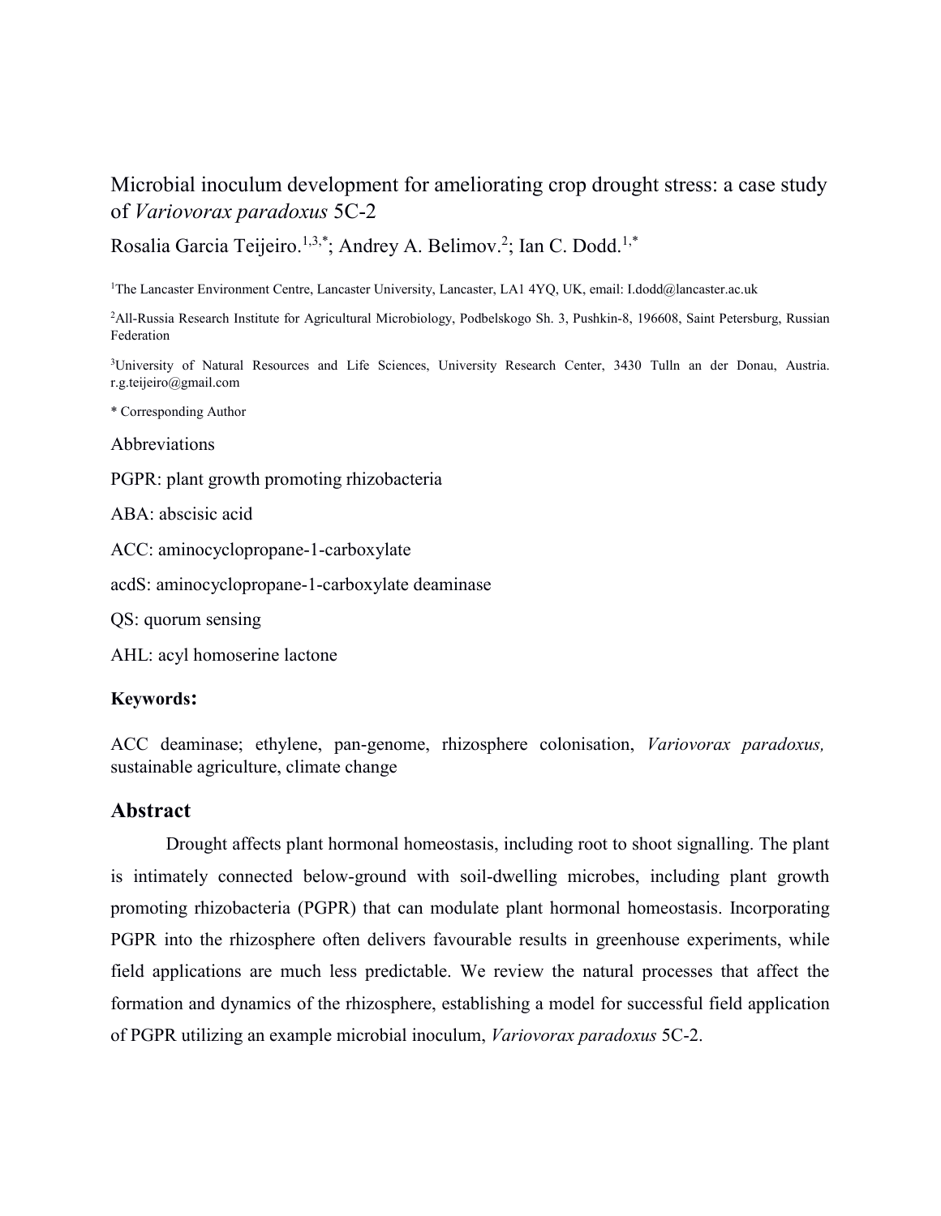# Microbial inoculum development for ameliorating crop drought stress: a case study of *Variovorax paradoxus* 5C-2

Rosalia Garcia Teijeiro.[1,3,*]; Andrey A. Belimov.[2]; Ian C. Dodd.[1,*]

[1]The Lancaster Environment Centre, Lancaster University, Lancaster, LA1 4YQ, UK, email: I.dodd@lancaster.ac.uk

[2]All-Russia Research Institute for Agricultural Microbiology, Podbelskogo Sh. 3, Pushkin-8, 196608, Saint Petersburg, Russian Federation

[3]University of Natural Resources and Life Sciences, University Research Center, 3430 Tulln an der Donau, Austria. r.g.teijeiro@gmail.com

* Corresponding Author

Abbreviations

PGPR: plant growth promoting rhizobacteria

ABA: abscisic acid

ACC: aminocyclopropane-1-carboxylate

acdS: aminocyclopropane-1-carboxylate deaminase

QS: quorum sensing

AHL: acyl homoserine lactone

**Keywords:**

ACC deaminase; ethylene, pan-genome, rhizosphere colonisation, *Variovorax paradoxus,* sustainable agriculture, climate change

## Abstract

Drought affects plant hormonal homeostasis, including root to shoot signalling. The plant is intimately connected below-ground with soil-dwelling microbes, including plant growth promoting rhizobacteria (PGPR) that can modulate plant hormonal homeostasis. Incorporating PGPR into the rhizosphere often delivers favourable results in greenhouse experiments, while field applications are much less predictable. We review the natural processes that affect the formation and dynamics of the rhizosphere, establishing a model for successful field application of PGPR utilizing an example microbial inoculum, *Variovorax paradoxus* 5C-2.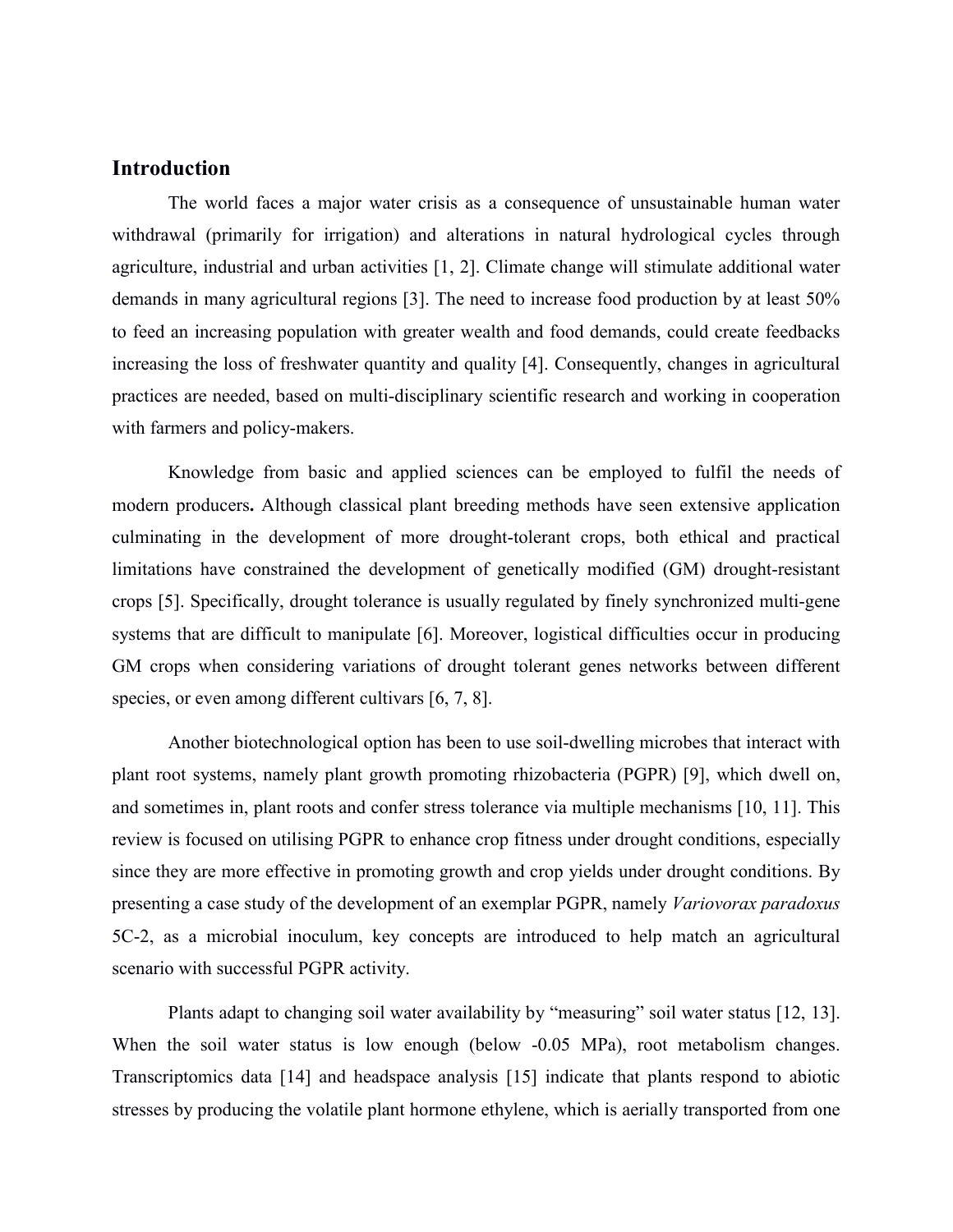## Introduction

The world faces a major water crisis as a consequence of unsustainable human water withdrawal (primarily for irrigation) and alterations in natural hydrological cycles through agriculture, industrial and urban activities [1, 2]. Climate change will stimulate additional water demands in many agricultural regions [3]. The need to increase food production by at least 50% to feed an increasing population with greater wealth and food demands, could create feedbacks increasing the loss of freshwater quantity and quality [4]. Consequently, changes in agricultural practices are needed, based on multi-disciplinary scientific research and working in cooperation with farmers and policy-makers.

Knowledge from basic and applied sciences can be employed to fulfil the needs of modern producers**.** Although classical plant breeding methods have seen extensive application culminating in the development of more drought-tolerant crops, both ethical and practical limitations have constrained the development of genetically modified (GM) drought-resistant crops [5]. Specifically, drought tolerance is usually regulated by finely synchronized multi-gene systems that are difficult to manipulate [6]. Moreover, logistical difficulties occur in producing GM crops when considering variations of drought tolerant genes networks between different species, or even among different cultivars [6, 7, 8].

Another biotechnological option has been to use soil-dwelling microbes that interact with plant root systems, namely plant growth promoting rhizobacteria (PGPR) [9], which dwell on, and sometimes in, plant roots and confer stress tolerance via multiple mechanisms [10, 11]. This review is focused on utilising PGPR to enhance crop fitness under drought conditions, especially since they are more effective in promoting growth and crop yields under drought conditions. By presenting a case study of the development of an exemplar PGPR, namely *Variovorax paradoxus* 5C-2, as a microbial inoculum, key concepts are introduced to help match an agricultural scenario with successful PGPR activity.

Plants adapt to changing soil water availability by "measuring" soil water status [12, 13]. When the soil water status is low enough (below -0.05 MPa), root metabolism changes. Transcriptomics data [14] and headspace analysis [15] indicate that plants respond to abiotic stresses by producing the volatile plant hormone ethylene, which is aerially transported from one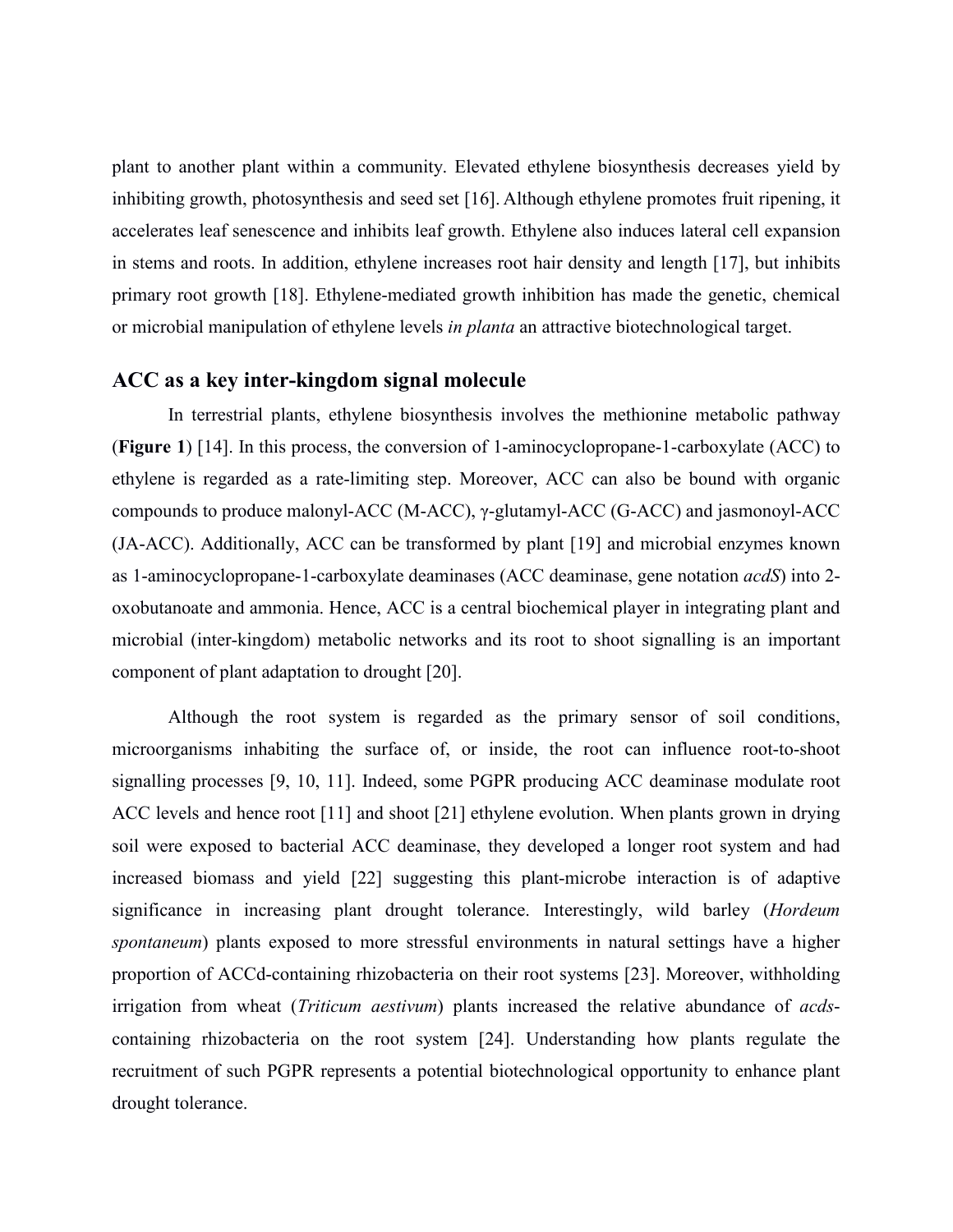plant to another plant within a community. Elevated ethylene biosynthesis decreases yield by inhibiting growth, photosynthesis and seed set [16]. Although ethylene promotes fruit ripening, it accelerates leaf senescence and inhibits leaf growth. Ethylene also induces lateral cell expansion in stems and roots. In addition, ethylene increases root hair density and length [17], but inhibits primary root growth [18]. Ethylene-mediated growth inhibition has made the genetic, chemical or microbial manipulation of ethylene levels *in planta* an attractive biotechnological target.

## ACC as a key inter-kingdom signal molecule

In terrestrial plants, ethylene biosynthesis involves the methionine metabolic pathway (**Figure 1**) [14]. In this process, the conversion of 1-aminocyclopropane-1-carboxylate (ACC) to ethylene is regarded as a rate-limiting step. Moreover, ACC can also be bound with organic compounds to produce malonyl-ACC (M-ACC), γ-glutamyl-ACC (G-ACC) and jasmonoyl-ACC (JA-ACC). Additionally, ACC can be transformed by plant [19] and microbial enzymes known as 1-aminocyclopropane-1-carboxylate deaminases (ACC deaminase, gene notation *acdS*) into 2-oxobutanoate and ammonia. Hence, ACC is a central biochemical player in integrating plant and microbial (inter-kingdom) metabolic networks and its root to shoot signalling is an important component of plant adaptation to drought [20].

Although the root system is regarded as the primary sensor of soil conditions, microorganisms inhabiting the surface of, or inside, the root can influence root-to-shoot signalling processes [9, 10, 11]. Indeed, some PGPR producing ACC deaminase modulate root ACC levels and hence root [11] and shoot [21] ethylene evolution. When plants grown in drying soil were exposed to bacterial ACC deaminase, they developed a longer root system and had increased biomass and yield [22] suggesting this plant-microbe interaction is of adaptive significance in increasing plant drought tolerance. Interestingly, wild barley (*Hordeum spontaneum*) plants exposed to more stressful environments in natural settings have a higher proportion of ACCd-containing rhizobacteria on their root systems [23]. Moreover, withholding irrigation from wheat (*Triticum aestivum*) plants increased the relative abundance of *acds*-containing rhizobacteria on the root system [24]. Understanding how plants regulate the recruitment of such PGPR represents a potential biotechnological opportunity to enhance plant drought tolerance.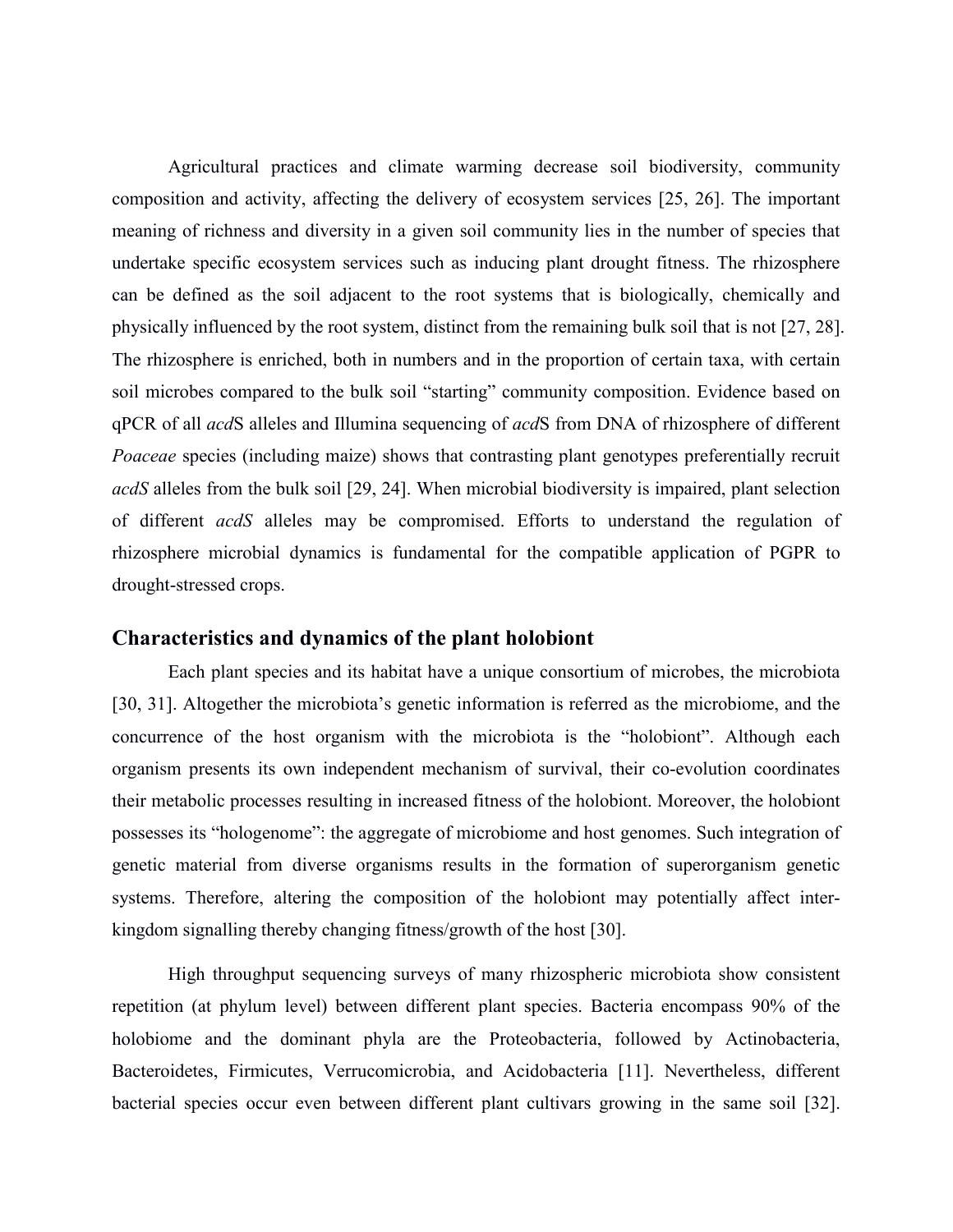Agricultural practices and climate warming decrease soil biodiversity, community composition and activity, affecting the delivery of ecosystem services [25, 26]. The important meaning of richness and diversity in a given soil community lies in the number of species that undertake specific ecosystem services such as inducing plant drought fitness. The rhizosphere can be defined as the soil adjacent to the root systems that is biologically, chemically and physically influenced by the root system, distinct from the remaining bulk soil that is not [27, 28]. The rhizosphere is enriched, both in numbers and in the proportion of certain taxa, with certain soil microbes compared to the bulk soil "starting" community composition. Evidence based on qPCR of all *acd*S alleles and Illumina sequencing of *acd*S from DNA of rhizosphere of different *Poaceae* species (including maize) shows that contrasting plant genotypes preferentially recruit *acdS* alleles from the bulk soil [29, 24]. When microbial biodiversity is impaired, plant selection of different *acdS* alleles may be compromised. Efforts to understand the regulation of rhizosphere microbial dynamics is fundamental for the compatible application of PGPR to drought-stressed crops.

## Characteristics and dynamics of the plant holobiont

Each plant species and its habitat have a unique consortium of microbes, the microbiota [30, 31]. Altogether the microbiota's genetic information is referred as the microbiome, and the concurrence of the host organism with the microbiota is the "holobiont". Although each organism presents its own independent mechanism of survival, their co-evolution coordinates their metabolic processes resulting in increased fitness of the holobiont. Moreover, the holobiont possesses its "hologenome": the aggregate of microbiome and host genomes. Such integration of genetic material from diverse organisms results in the formation of superorganism genetic systems. Therefore, altering the composition of the holobiont may potentially affect inter-kingdom signalling thereby changing fitness/growth of the host [30].

High throughput sequencing surveys of many rhizospheric microbiota show consistent repetition (at phylum level) between different plant species. Bacteria encompass 90% of the holobiome and the dominant phyla are the Proteobacteria, followed by Actinobacteria, Bacteroidetes, Firmicutes, Verrucomicrobia, and Acidobacteria [11]. Nevertheless, different bacterial species occur even between different plant cultivars growing in the same soil [32].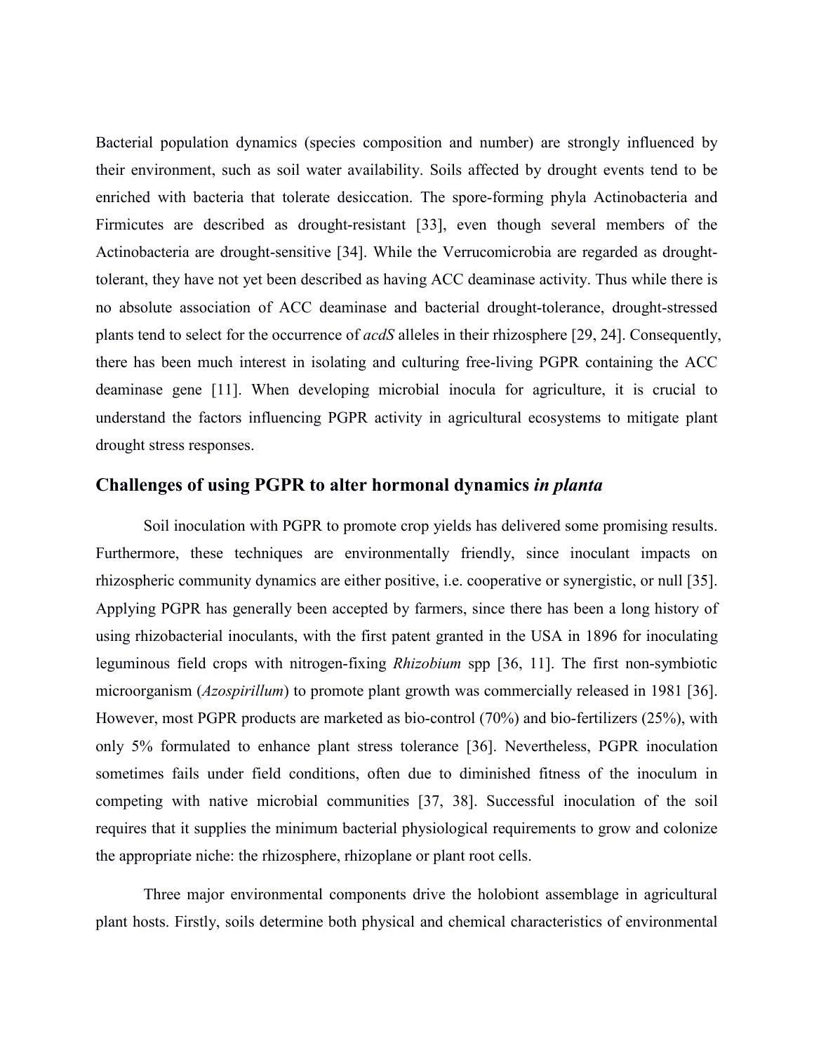Bacterial population dynamics (species composition and number) are strongly influenced by their environment, such as soil water availability. Soils affected by drought events tend to be enriched with bacteria that tolerate desiccation. The spore-forming phyla Actinobacteria and Firmicutes are described as drought-resistant [33], even though several members of the Actinobacteria are drought-sensitive [34]. While the Verrucomicrobia are regarded as drought-tolerant, they have not yet been described as having ACC deaminase activity. Thus while there is no absolute association of ACC deaminase and bacterial drought-tolerance, drought-stressed plants tend to select for the occurrence of *acdS* alleles in their rhizosphere [29, 24]. Consequently, there has been much interest in isolating and culturing free-living PGPR containing the ACC deaminase gene [11]. When developing microbial inocula for agriculture, it is crucial to understand the factors influencing PGPR activity in agricultural ecosystems to mitigate plant drought stress responses.

## Challenges of using PGPR to alter hormonal dynamics *in planta*

Soil inoculation with PGPR to promote crop yields has delivered some promising results. Furthermore, these techniques are environmentally friendly, since inoculant impacts on rhizospheric community dynamics are either positive, i.e. cooperative or synergistic, or null [35]. Applying PGPR has generally been accepted by farmers, since there has been a long history of using rhizobacterial inoculants, with the first patent granted in the USA in 1896 for inoculating leguminous field crops with nitrogen-fixing *Rhizobium* spp [36, 11]. The first non-symbiotic microorganism (*Azospirillum*) to promote plant growth was commercially released in 1981 [36]. However, most PGPR products are marketed as bio-control (70%) and bio-fertilizers (25%), with only 5% formulated to enhance plant stress tolerance [36]. Nevertheless, PGPR inoculation sometimes fails under field conditions, often due to diminished fitness of the inoculum in competing with native microbial communities [37, 38]. Successful inoculation of the soil requires that it supplies the minimum bacterial physiological requirements to grow and colonize the appropriate niche: the rhizosphere, rhizoplane or plant root cells.

Three major environmental components drive the holobiont assemblage in agricultural plant hosts. Firstly, soils determine both physical and chemical characteristics of environmental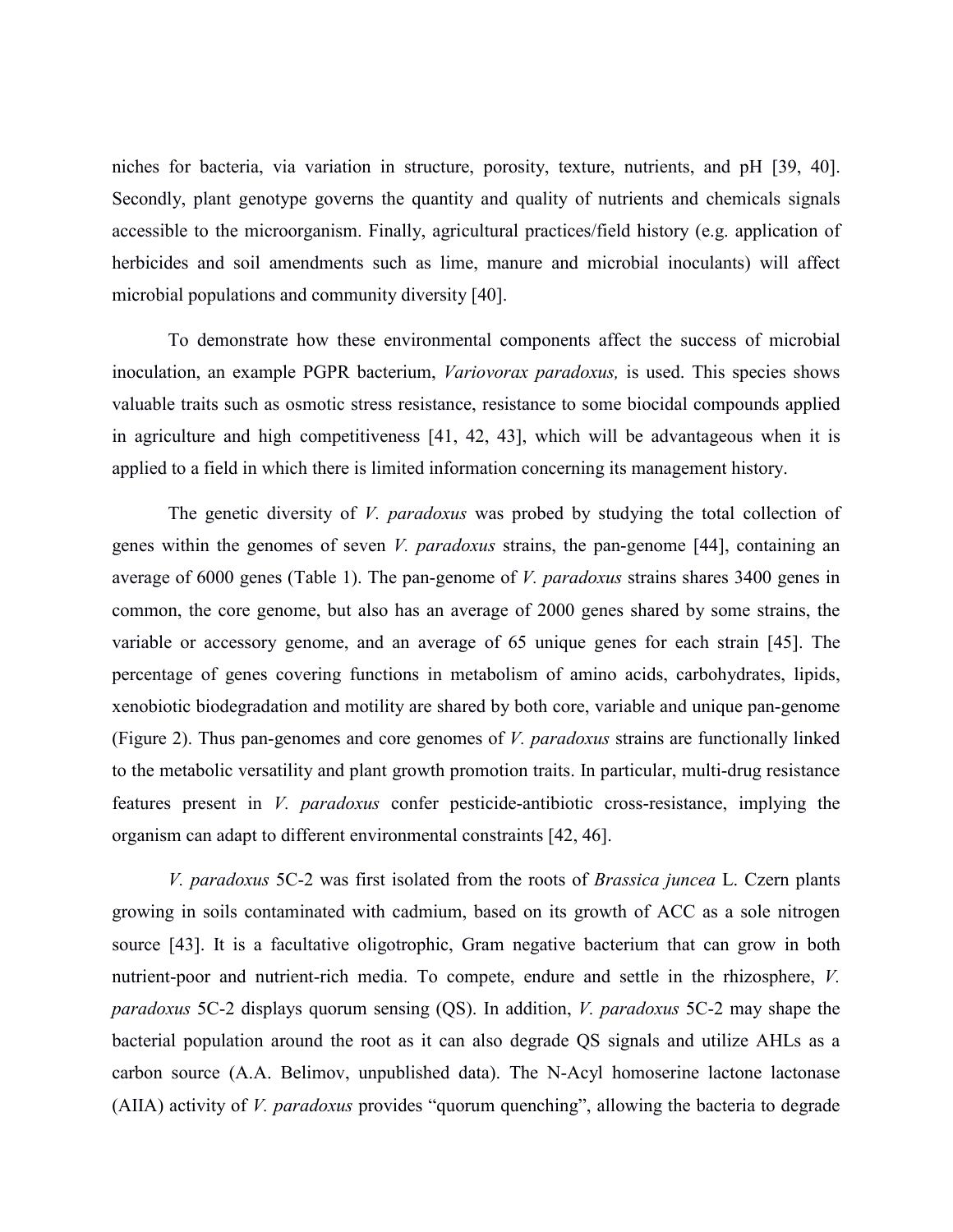niches for bacteria, via variation in structure, porosity, texture, nutrients, and pH [39, 40]. Secondly, plant genotype governs the quantity and quality of nutrients and chemicals signals accessible to the microorganism. Finally, agricultural practices/field history (e.g. application of herbicides and soil amendments such as lime, manure and microbial inoculants) will affect microbial populations and community diversity [40].

To demonstrate how these environmental components affect the success of microbial inoculation, an example PGPR bacterium, *Variovorax paradoxus,* is used. This species shows valuable traits such as osmotic stress resistance, resistance to some biocidal compounds applied in agriculture and high competitiveness [41, 42, 43], which will be advantageous when it is applied to a field in which there is limited information concerning its management history.

The genetic diversity of *V. paradoxus* was probed by studying the total collection of genes within the genomes of seven *V. paradoxus* strains, the pan-genome [44], containing an average of 6000 genes (Table 1). The pan-genome of *V. paradoxus* strains shares 3400 genes in common, the core genome, but also has an average of 2000 genes shared by some strains, the variable or accessory genome, and an average of 65 unique genes for each strain [45]. The percentage of genes covering functions in metabolism of amino acids, carbohydrates, lipids, xenobiotic biodegradation and motility are shared by both core, variable and unique pan-genome (Figure 2). Thus pan-genomes and core genomes of *V. paradoxus* strains are functionally linked to the metabolic versatility and plant growth promotion traits. In particular, multi-drug resistance features present in *V. paradoxus* confer pesticide-antibiotic cross-resistance, implying the organism can adapt to different environmental constraints [42, 46].

*V. paradoxus* 5C-2 was first isolated from the roots of *Brassica juncea* L. Czern plants growing in soils contaminated with cadmium, based on its growth of ACC as a sole nitrogen source [43]. It is a facultative oligotrophic, Gram negative bacterium that can grow in both nutrient-poor and nutrient-rich media. To compete, endure and settle in the rhizosphere, *V. paradoxus* 5C-2 displays quorum sensing (QS). In addition, *V. paradoxus* 5C-2 may shape the bacterial population around the root as it can also degrade QS signals and utilize AHLs as a carbon source (A.A. Belimov, unpublished data). The N-Acyl homoserine lactone lactonase (AIIA) activity of *V. paradoxus* provides "quorum quenching", allowing the bacteria to degrade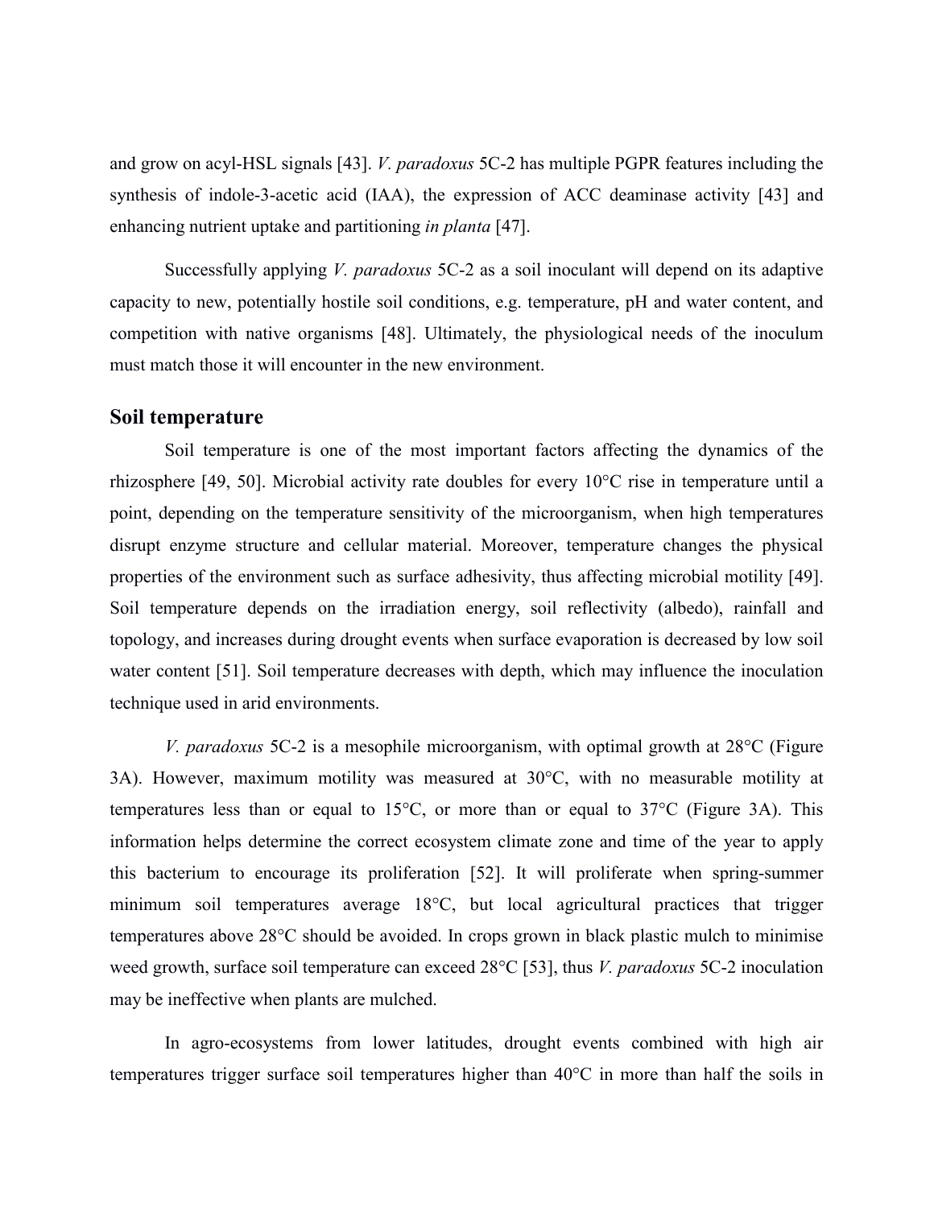and grow on acyl-HSL signals [43]. *V. paradoxus* 5C-2 has multiple PGPR features including the synthesis of indole-3-acetic acid (IAA), the expression of ACC deaminase activity [43] and enhancing nutrient uptake and partitioning *in planta* [47].

Successfully applying *V. paradoxus* 5C-2 as a soil inoculant will depend on its adaptive capacity to new, potentially hostile soil conditions, e.g. temperature, pH and water content, and competition with native organisms [48]. Ultimately, the physiological needs of the inoculum must match those it will encounter in the new environment.

## Soil temperature

Soil temperature is one of the most important factors affecting the dynamics of the rhizosphere [49, 50]. Microbial activity rate doubles for every 10°C rise in temperature until a point, depending on the temperature sensitivity of the microorganism, when high temperatures disrupt enzyme structure and cellular material. Moreover, temperature changes the physical properties of the environment such as surface adhesivity, thus affecting microbial motility [49]. Soil temperature depends on the irradiation energy, soil reflectivity (albedo), rainfall and topology, and increases during drought events when surface evaporation is decreased by low soil water content [51]. Soil temperature decreases with depth, which may influence the inoculation technique used in arid environments.

*V. paradoxus* 5C-2 is a mesophile microorganism, with optimal growth at 28°C (Figure 3A). However, maximum motility was measured at 30°C, with no measurable motility at temperatures less than or equal to 15°C, or more than or equal to 37°C (Figure 3A). This information helps determine the correct ecosystem climate zone and time of the year to apply this bacterium to encourage its proliferation [52]. It will proliferate when spring-summer minimum soil temperatures average 18°C, but local agricultural practices that trigger temperatures above 28°C should be avoided. In crops grown in black plastic mulch to minimise weed growth, surface soil temperature can exceed 28°C [53], thus *V. paradoxus* 5C-2 inoculation may be ineffective when plants are mulched.

In agro-ecosystems from lower latitudes, drought events combined with high air temperatures trigger surface soil temperatures higher than 40°C in more than half the soils in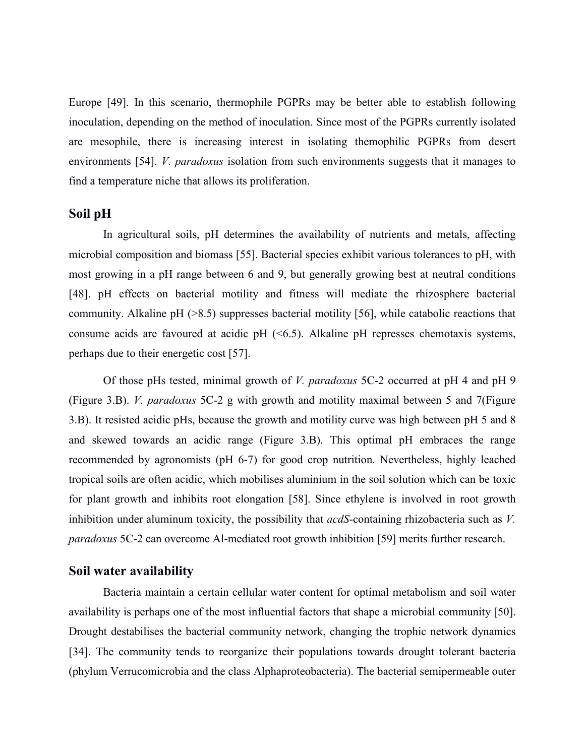Europe [49]. In this scenario, thermophile PGPRs may be better able to establish following inoculation, depending on the method of inoculation. Since most of the PGPRs currently isolated are mesophile, there is increasing interest in isolating themophilic PGPRs from desert environments [54]. *V. paradoxus* isolation from such environments suggests that it manages to find a temperature niche that allows its proliferation.

## Soil pH

In agricultural soils, pH determines the availability of nutrients and metals, affecting microbial composition and biomass [55]. Bacterial species exhibit various tolerances to pH, with most growing in a pH range between 6 and 9, but generally growing best at neutral conditions [48]. pH effects on bacterial motility and fitness will mediate the rhizosphere bacterial community. Alkaline pH (>8.5) suppresses bacterial motility [56], while catabolic reactions that consume acids are favoured at acidic pH (<6.5). Alkaline pH represses chemotaxis systems, perhaps due to their energetic cost [57].

Of those pHs tested, minimal growth of *V. paradoxus* 5C-2 occurred at pH 4 and pH 9 (Figure 3.B). *V. paradoxus* 5C-2 g with growth and motility maximal between 5 and 7(Figure 3.B). It resisted acidic pHs, because the growth and motility curve was high between pH 5 and 8 and skewed towards an acidic range (Figure 3.B). This optimal pH embraces the range recommended by agronomists (pH 6-7) for good crop nutrition. Nevertheless, highly leached tropical soils are often acidic, which mobilises aluminium in the soil solution which can be toxic for plant growth and inhibits root elongation [58]. Since ethylene is involved in root growth inhibition under aluminum toxicity, the possibility that *acdS*-containing rhizobacteria such as *V. paradoxus* 5C-2 can overcome Al-mediated root growth inhibition [59] merits further research.

## Soil water availability

Bacteria maintain a certain cellular water content for optimal metabolism and soil water availability is perhaps one of the most influential factors that shape a microbial community [50]. Drought destabilises the bacterial community network, changing the trophic network dynamics [34]. The community tends to reorganize their populations towards drought tolerant bacteria (phylum Verrucomicrobia and the class Alphaproteobacteria). The bacterial semipermeable outer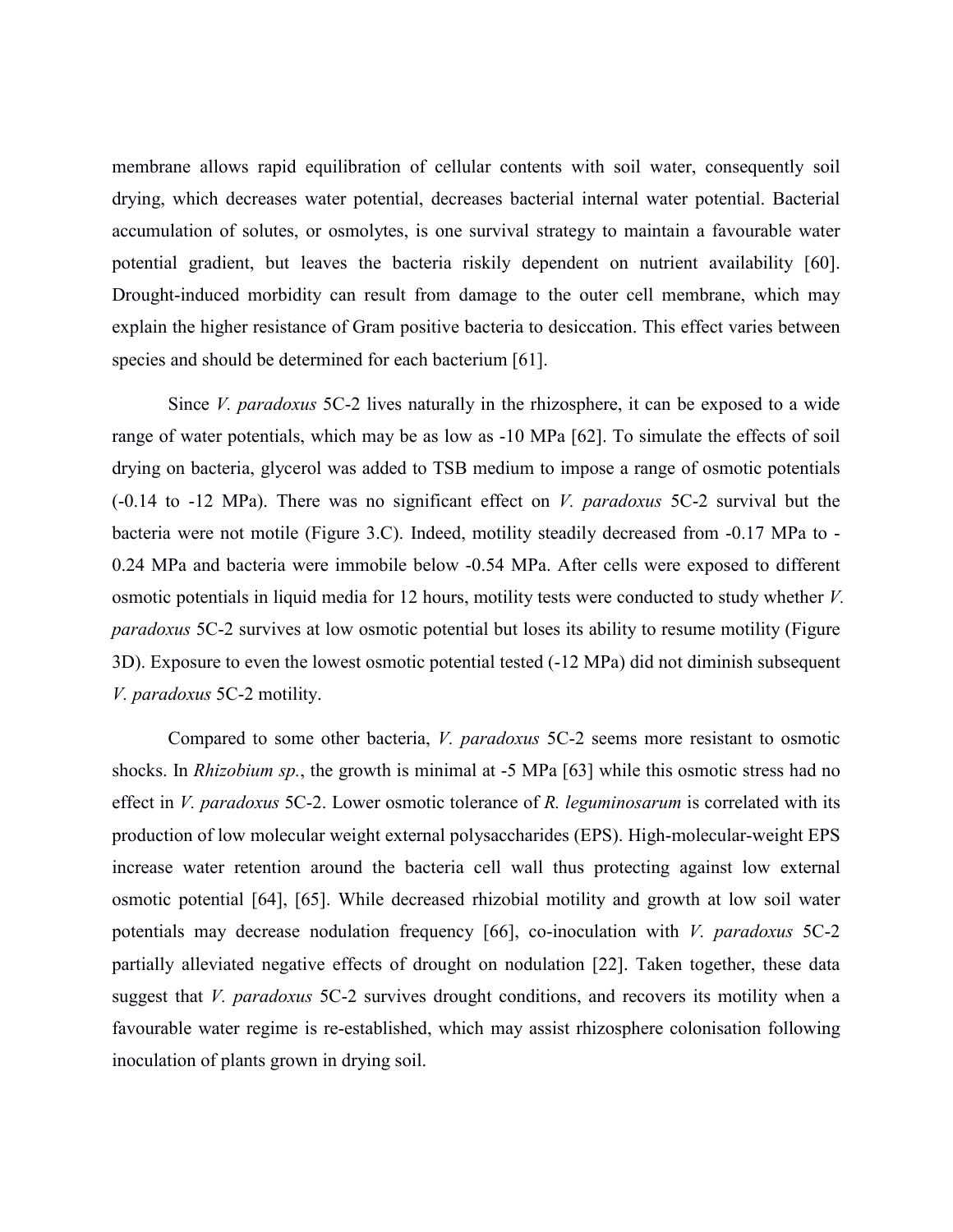membrane allows rapid equilibration of cellular contents with soil water, consequently soil drying, which decreases water potential, decreases bacterial internal water potential. Bacterial accumulation of solutes, or osmolytes, is one survival strategy to maintain a favourable water potential gradient, but leaves the bacteria riskily dependent on nutrient availability [60]. Drought-induced morbidity can result from damage to the outer cell membrane, which may explain the higher resistance of Gram positive bacteria to desiccation. This effect varies between species and should be determined for each bacterium [61].

Since *V. paradoxus* 5C-2 lives naturally in the rhizosphere, it can be exposed to a wide range of water potentials, which may be as low as -10 MPa [62]. To simulate the effects of soil drying on bacteria, glycerol was added to TSB medium to impose a range of osmotic potentials (-0.14 to -12 MPa). There was no significant effect on *V. paradoxus* 5C-2 survival but the bacteria were not motile (Figure 3.C). Indeed, motility steadily decreased from -0.17 MPa to -0.24 MPa and bacteria were immobile below -0.54 MPa. After cells were exposed to different osmotic potentials in liquid media for 12 hours, motility tests were conducted to study whether *V. paradoxus* 5C-2 survives at low osmotic potential but loses its ability to resume motility (Figure 3D). Exposure to even the lowest osmotic potential tested (-12 MPa) did not diminish subsequent *V. paradoxus* 5C-2 motility.

Compared to some other bacteria, *V. paradoxus* 5C-2 seems more resistant to osmotic shocks. In *Rhizobium sp.*, the growth is minimal at -5 MPa [63] while this osmotic stress had no effect in *V. paradoxus* 5C-2. Lower osmotic tolerance of *R. leguminosarum* is correlated with its production of low molecular weight external polysaccharides (EPS). High-molecular-weight EPS increase water retention around the bacteria cell wall thus protecting against low external osmotic potential [64], [65]. While decreased rhizobial motility and growth at low soil water potentials may decrease nodulation frequency [66], co-inoculation with *V. paradoxus* 5C-2 partially alleviated negative effects of drought on nodulation [22]. Taken together, these data suggest that *V. paradoxus* 5C-2 survives drought conditions, and recovers its motility when a favourable water regime is re-established, which may assist rhizosphere colonisation following inoculation of plants grown in drying soil.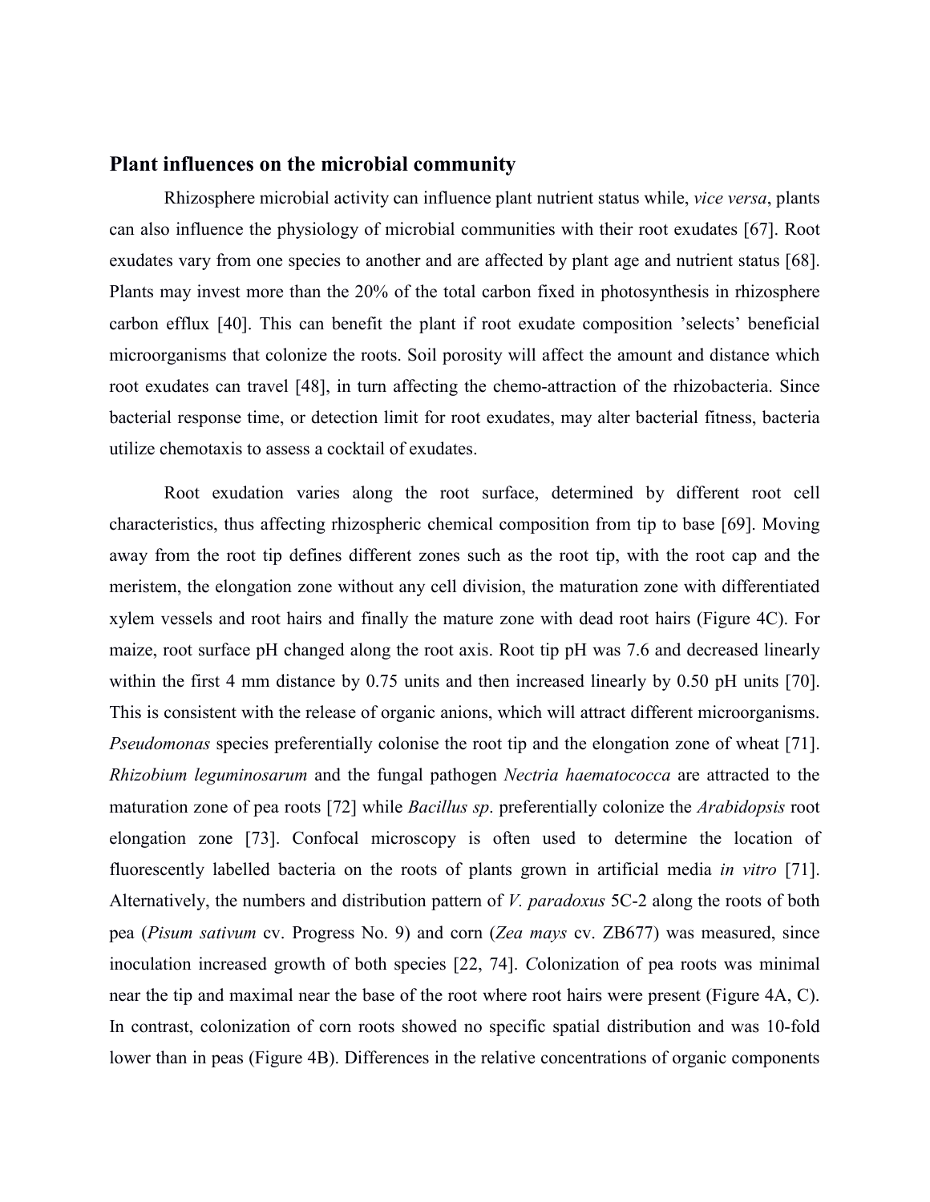## Plant influences on the microbial community

Rhizosphere microbial activity can influence plant nutrient status while, *vice versa*, plants can also influence the physiology of microbial communities with their root exudates [67]. Root exudates vary from one species to another and are affected by plant age and nutrient status [68]. Plants may invest more than the 20% of the total carbon fixed in photosynthesis in rhizosphere carbon efflux [40]. This can benefit the plant if root exudate composition 'selects' beneficial microorganisms that colonize the roots. Soil porosity will affect the amount and distance which root exudates can travel [48], in turn affecting the chemo-attraction of the rhizobacteria. Since bacterial response time, or detection limit for root exudates, may alter bacterial fitness, bacteria utilize chemotaxis to assess a cocktail of exudates.

Root exudation varies along the root surface, determined by different root cell characteristics, thus affecting rhizospheric chemical composition from tip to base [69]. Moving away from the root tip defines different zones such as the root tip, with the root cap and the meristem, the elongation zone without any cell division, the maturation zone with differentiated xylem vessels and root hairs and finally the mature zone with dead root hairs (Figure 4C). For maize, root surface pH changed along the root axis. Root tip pH was 7.6 and decreased linearly within the first 4 mm distance by 0.75 units and then increased linearly by 0.50 pH units [70]. This is consistent with the release of organic anions, which will attract different microorganisms. *Pseudomonas* species preferentially colonise the root tip and the elongation zone of wheat [71]. *Rhizobium leguminosarum* and the fungal pathogen *Nectria haematococca* are attracted to the maturation zone of pea roots [72] while *Bacillus sp*. preferentially colonize the *Arabidopsis* root elongation zone [73]. Confocal microscopy is often used to determine the location of fluorescently labelled bacteria on the roots of plants grown in artificial media *in vitro* [71]. Alternatively, the numbers and distribution pattern of *V. paradoxus* 5C-2 along the roots of both pea (*Pisum sativum* cv. Progress No. 9) and corn (*Zea mays* cv. ZB677) was measured, since inoculation increased growth of both species [22, 74]. *C*olonization of pea roots was minimal near the tip and maximal near the base of the root where root hairs were present (Figure 4A, C). In contrast, colonization of corn roots showed no specific spatial distribution and was 10-fold lower than in peas (Figure 4B). Differences in the relative concentrations of organic components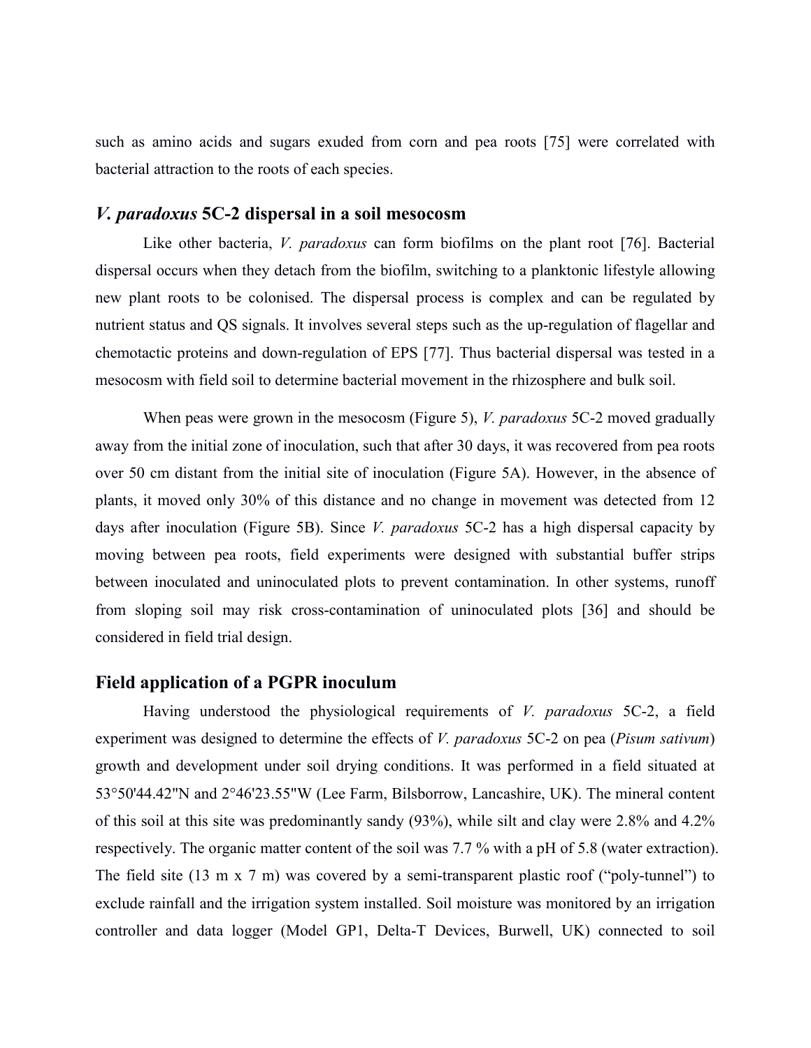such as amino acids and sugars exuded from corn and pea roots [75] were correlated with bacterial attraction to the roots of each species.

## *V. paradoxus* 5C-2 dispersal in a soil mesocosm

Like other bacteria, *V. paradoxus* can form biofilms on the plant root [76]. Bacterial dispersal occurs when they detach from the biofilm, switching to a planktonic lifestyle allowing new plant roots to be colonised. The dispersal process is complex and can be regulated by nutrient status and QS signals. It involves several steps such as the up-regulation of flagellar and chemotactic proteins and down-regulation of EPS [77]. Thus bacterial dispersal was tested in a mesocosm with field soil to determine bacterial movement in the rhizosphere and bulk soil.

When peas were grown in the mesocosm (Figure 5), *V. paradoxus* 5C-2 moved gradually away from the initial zone of inoculation, such that after 30 days, it was recovered from pea roots over 50 cm distant from the initial site of inoculation (Figure 5A). However, in the absence of plants, it moved only 30% of this distance and no change in movement was detected from 12 days after inoculation (Figure 5B). Since *V. paradoxus* 5C-2 has a high dispersal capacity by moving between pea roots, field experiments were designed with substantial buffer strips between inoculated and uninoculated plots to prevent contamination. In other systems, runoff from sloping soil may risk cross-contamination of uninoculated plots [36] and should be considered in field trial design.

## Field application of a PGPR inoculum

Having understood the physiological requirements of *V. paradoxus* 5C-2, a field experiment was designed to determine the effects of *V. paradoxus* 5C-2 on pea (*Pisum sativum*) growth and development under soil drying conditions. It was performed in a field situated at 53°50'44.42"N and 2°46'23.55"W (Lee Farm, Bilsborrow, Lancashire, UK). The mineral content of this soil at this site was predominantly sandy (93%), while silt and clay were 2.8% and 4.2% respectively. The organic matter content of the soil was 7.7 % with a pH of 5.8 (water extraction). The field site (13 m x 7 m) was covered by a semi-transparent plastic roof ("poly-tunnel") to exclude rainfall and the irrigation system installed. Soil moisture was monitored by an irrigation controller and data logger (Model GP1, Delta-T Devices, Burwell, UK) connected to soil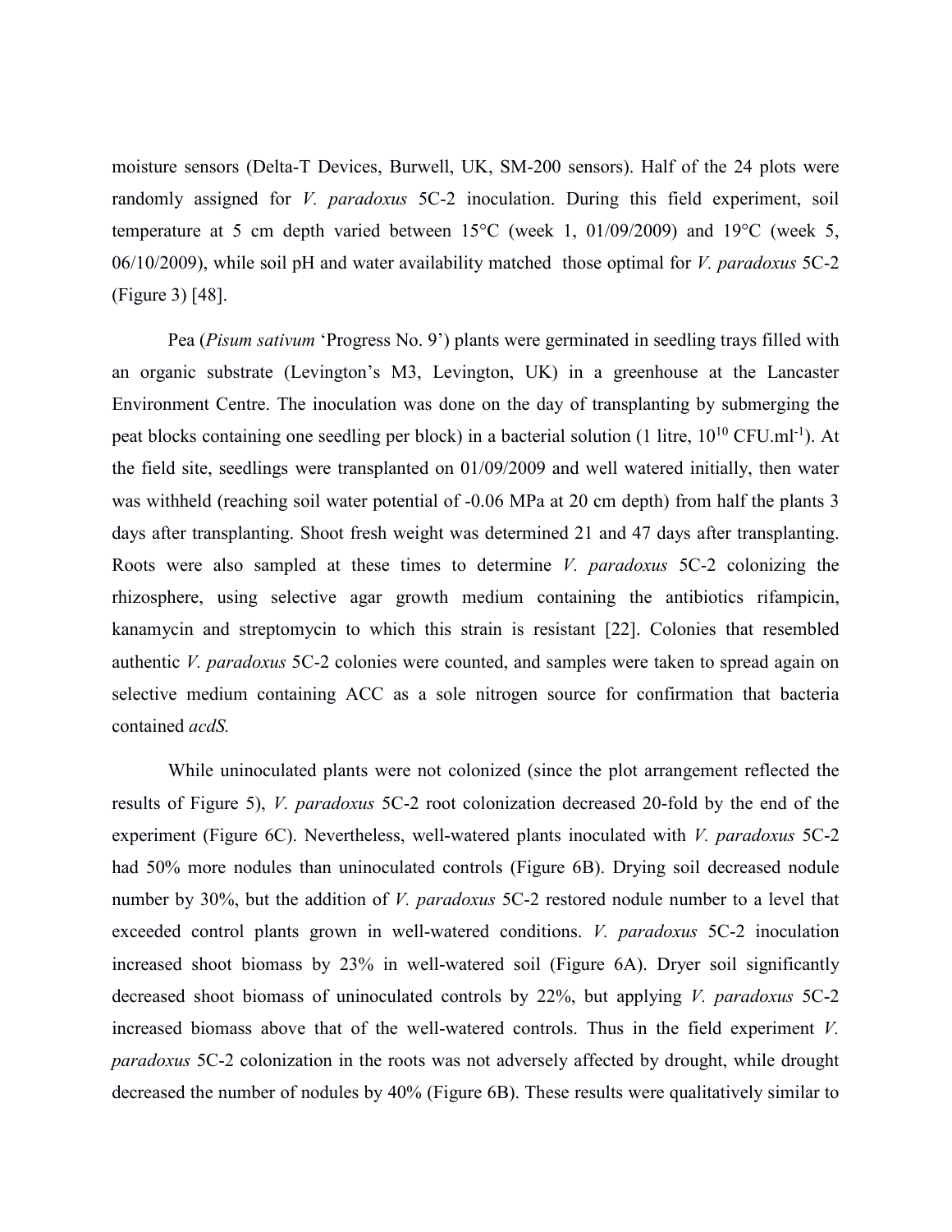moisture sensors (Delta-T Devices, Burwell, UK, SM-200 sensors). Half of the 24 plots were randomly assigned for *V. paradoxus* 5C-2 inoculation. During this field experiment, soil temperature at 5 cm depth varied between 15°C (week 1, 01/09/2009) and 19°C (week 5, 06/10/2009), while soil pH and water availability matched those optimal for *V. paradoxus* 5C-2 (Figure 3) [48].

Pea (*Pisum sativum* 'Progress No. 9') plants were germinated in seedling trays filled with an organic substrate (Levington's M3, Levington, UK) in a greenhouse at the Lancaster Environment Centre. The inoculation was done on the day of transplanting by submerging the peat blocks containing one seedling per block) in a bacterial solution (1 litre, $10^{10}$ CFU.ml$^{-1}$). At the field site, seedlings were transplanted on 01/09/2009 and well watered initially, then water was withheld (reaching soil water potential of -0.06 MPa at 20 cm depth) from half the plants 3 days after transplanting. Shoot fresh weight was determined 21 and 47 days after transplanting. Roots were also sampled at these times to determine *V. paradoxus* 5C-2 colonizing the rhizosphere, using selective agar growth medium containing the antibiotics rifampicin, kanamycin and streptomycin to which this strain is resistant [22]. Colonies that resembled authentic *V. paradoxus* 5C-2 colonies were counted, and samples were taken to spread again on selective medium containing ACC as a sole nitrogen source for confirmation that bacteria contained *acdS.*

While uninoculated plants were not colonized (since the plot arrangement reflected the results of Figure 5), *V. paradoxus* 5C-2 root colonization decreased 20-fold by the end of the experiment (Figure 6C). Nevertheless, well-watered plants inoculated with *V. paradoxus* 5C-2 had 50% more nodules than uninoculated controls (Figure 6B). Drying soil decreased nodule number by 30%, but the addition of *V. paradoxus* 5C-2 restored nodule number to a level that exceeded control plants grown in well-watered conditions. *V. paradoxus* 5C-2 inoculation increased shoot biomass by 23% in well-watered soil (Figure 6A). Dryer soil significantly decreased shoot biomass of uninoculated controls by 22%, but applying *V. paradoxus* 5C-2 increased biomass above that of the well-watered controls. Thus in the field experiment *V. paradoxus* 5C-2 colonization in the roots was not adversely affected by drought, while drought decreased the number of nodules by 40% (Figure 6B). These results were qualitatively similar to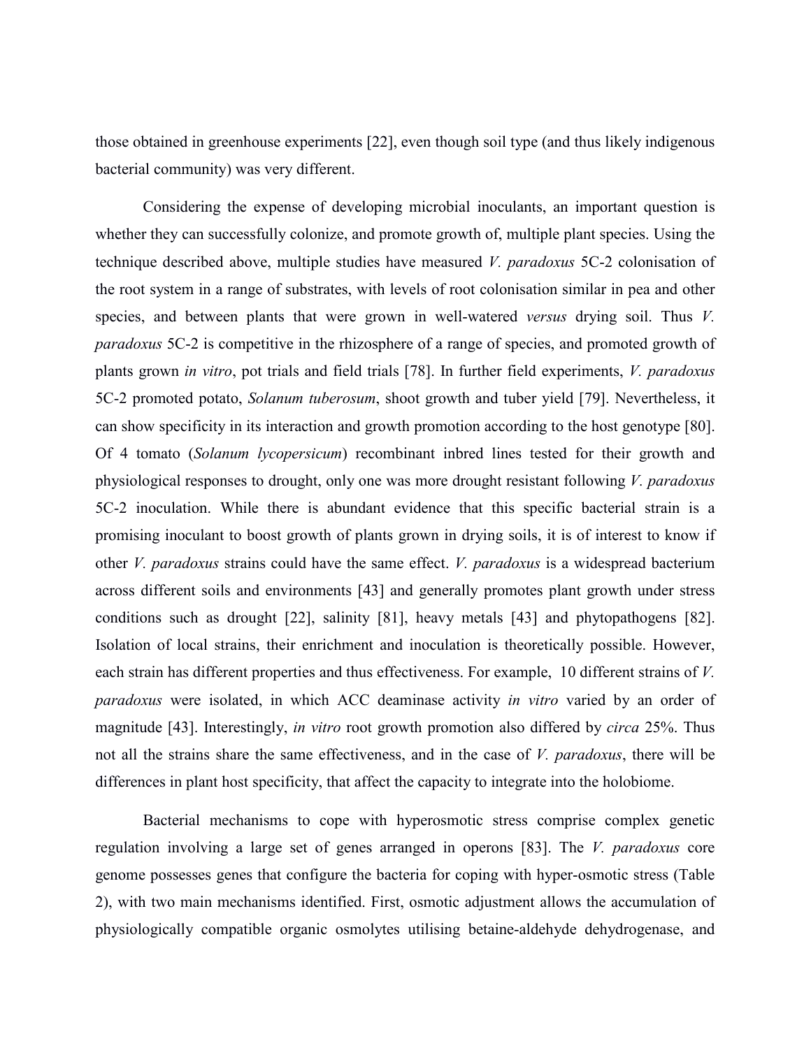those obtained in greenhouse experiments [22], even though soil type (and thus likely indigenous bacterial community) was very different.

Considering the expense of developing microbial inoculants, an important question is whether they can successfully colonize, and promote growth of, multiple plant species. Using the technique described above, multiple studies have measured *V. paradoxus* 5C-2 colonisation of the root system in a range of substrates, with levels of root colonisation similar in pea and other species, and between plants that were grown in well-watered *versus* drying soil. Thus *V. paradoxus* 5C-2 is competitive in the rhizosphere of a range of species, and promoted growth of plants grown *in vitro*, pot trials and field trials [78]. In further field experiments, *V. paradoxus* 5C-2 promoted potato, *Solanum tuberosum*, shoot growth and tuber yield [79]. Nevertheless, it can show specificity in its interaction and growth promotion according to the host genotype [80]. Of 4 tomato (*Solanum lycopersicum*) recombinant inbred lines tested for their growth and physiological responses to drought, only one was more drought resistant following *V. paradoxus* 5C-2 inoculation. While there is abundant evidence that this specific bacterial strain is a promising inoculant to boost growth of plants grown in drying soils, it is of interest to know if other *V. paradoxus* strains could have the same effect. *V. paradoxus* is a widespread bacterium across different soils and environments [43] and generally promotes plant growth under stress conditions such as drought [22], salinity [81], heavy metals [43] and phytopathogens [82]. Isolation of local strains, their enrichment and inoculation is theoretically possible. However, each strain has different properties and thus effectiveness. For example, 10 different strains of *V. paradoxus* were isolated, in which ACC deaminase activity *in vitro* varied by an order of magnitude [43]. Interestingly, *in vitro* root growth promotion also differed by *circa* 25%. Thus not all the strains share the same effectiveness, and in the case of *V. paradoxus*, there will be differences in plant host specificity, that affect the capacity to integrate into the holobiome.

Bacterial mechanisms to cope with hyperosmotic stress comprise complex genetic regulation involving a large set of genes arranged in operons [83]. The *V. paradoxus* core genome possesses genes that configure the bacteria for coping with hyper-osmotic stress (Table 2), with two main mechanisms identified. First, osmotic adjustment allows the accumulation of physiologically compatible organic osmolytes utilising betaine-aldehyde dehydrogenase, and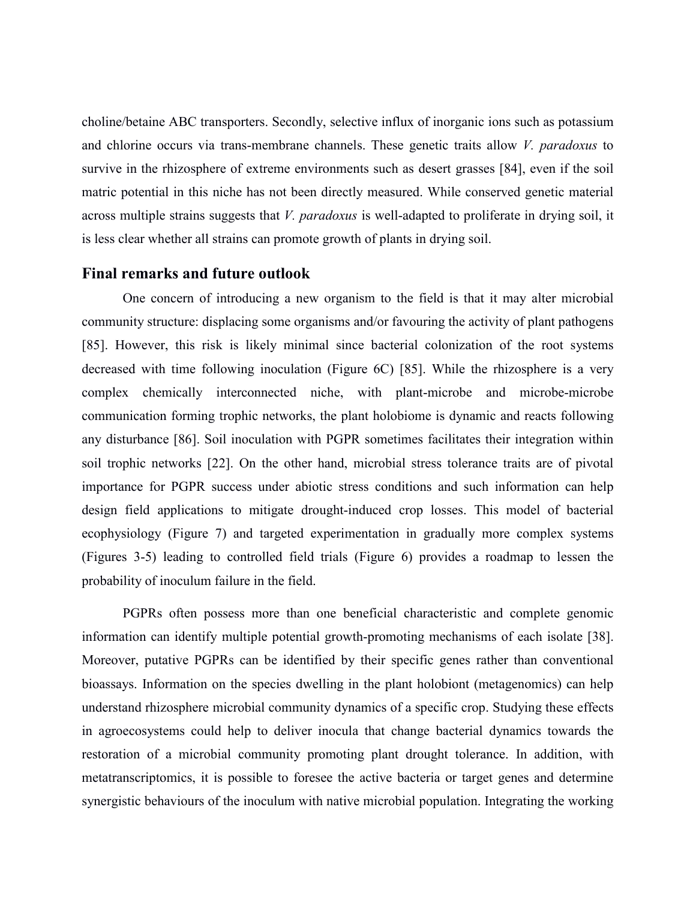choline/betaine ABC transporters. Secondly, selective influx of inorganic ions such as potassium and chlorine occurs via trans-membrane channels. These genetic traits allow *V. paradoxus* to survive in the rhizosphere of extreme environments such as desert grasses [84], even if the soil matric potential in this niche has not been directly measured. While conserved genetic material across multiple strains suggests that *V. paradoxus* is well-adapted to proliferate in drying soil, it is less clear whether all strains can promote growth of plants in drying soil.

## Final remarks and future outlook

One concern of introducing a new organism to the field is that it may alter microbial community structure: displacing some organisms and/or favouring the activity of plant pathogens [85]. However, this risk is likely minimal since bacterial colonization of the root systems decreased with time following inoculation (Figure 6C) [85]. While the rhizosphere is a very complex chemically interconnected niche, with plant-microbe and microbe-microbe communication forming trophic networks, the plant holobiome is dynamic and reacts following any disturbance [86]. Soil inoculation with PGPR sometimes facilitates their integration within soil trophic networks [22]. On the other hand, microbial stress tolerance traits are of pivotal importance for PGPR success under abiotic stress conditions and such information can help design field applications to mitigate drought-induced crop losses. This model of bacterial ecophysiology (Figure 7) and targeted experimentation in gradually more complex systems (Figures 3-5) leading to controlled field trials (Figure 6) provides a roadmap to lessen the probability of inoculum failure in the field.

PGPRs often possess more than one beneficial characteristic and complete genomic information can identify multiple potential growth-promoting mechanisms of each isolate [38]. Moreover, putative PGPRs can be identified by their specific genes rather than conventional bioassays. Information on the species dwelling in the plant holobiont (metagenomics) can help understand rhizosphere microbial community dynamics of a specific crop. Studying these effects in agroecosystems could help to deliver inocula that change bacterial dynamics towards the restoration of a microbial community promoting plant drought tolerance. In addition, with metatranscriptomics, it is possible to foresee the active bacteria or target genes and determine synergistic behaviours of the inoculum with native microbial population. Integrating the working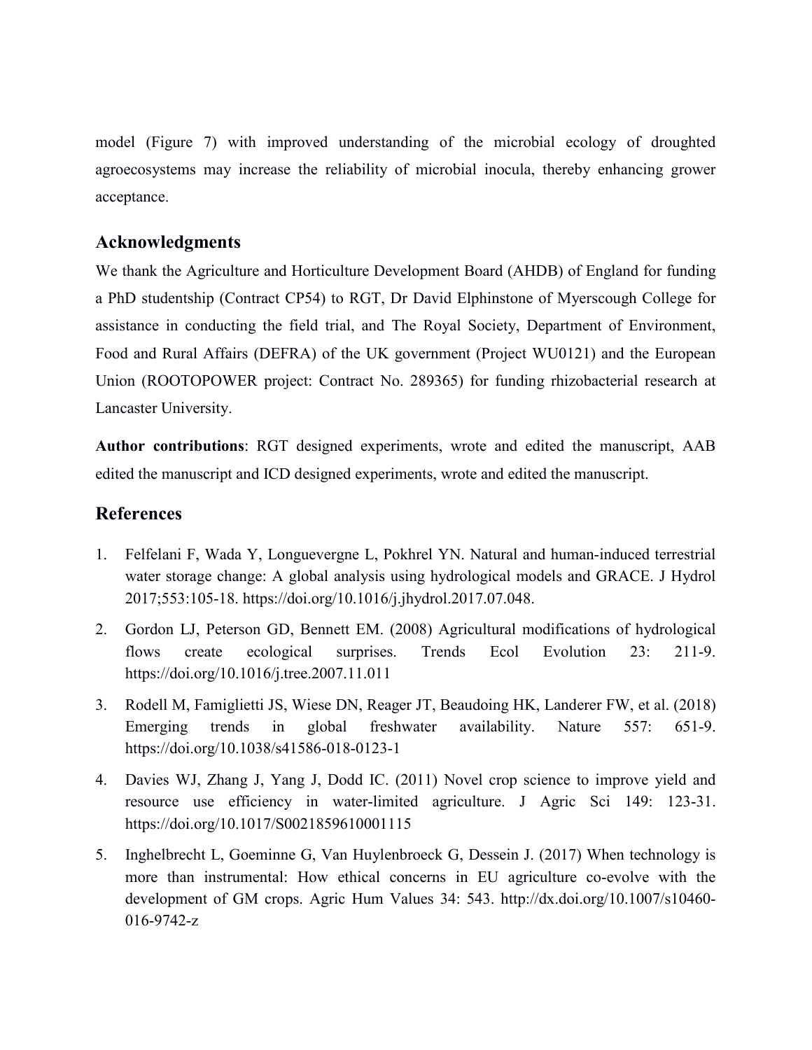model (Figure 7) with improved understanding of the microbial ecology of droughted agroecosystems may increase the reliability of microbial inocula, thereby enhancing grower acceptance.

## Acknowledgments

We thank the Agriculture and Horticulture Development Board (AHDB) of England for funding a PhD studentship (Contract CP54) to RGT, Dr David Elphinstone of Myerscough College for assistance in conducting the field trial, and The Royal Society, Department of Environment, Food and Rural Affairs (DEFRA) of the UK government (Project WU0121) and the European Union (ROOTOPOWER project: Contract No. 289365) for funding rhizobacterial research at Lancaster University.

**Author contributions**: RGT designed experiments, wrote and edited the manuscript, AAB edited the manuscript and ICD designed experiments, wrote and edited the manuscript.

## References

1. Felfelani F, Wada Y, Longuevergne L, Pokhrel YN. Natural and human-induced terrestrial water storage change: A global analysis using hydrological models and GRACE. J Hydrol 2017;553:105-18. https://doi.org/10.1016/j.jhydrol.2017.07.048.
2. Gordon LJ, Peterson GD, Bennett EM. (2008) Agricultural modifications of hydrological flows create ecological surprises. Trends Ecol Evolution 23: 211-9. https://doi.org/10.1016/j.tree.2007.11.011
3. Rodell M, Famiglietti JS, Wiese DN, Reager JT, Beaudoing HK, Landerer FW, et al. (2018) Emerging trends in global freshwater availability. Nature 557: 651-9. https://doi.org/10.1038/s41586-018-0123-1
4. Davies WJ, Zhang J, Yang J, Dodd IC. (2011) Novel crop science to improve yield and resource use efficiency in water-limited agriculture. J Agric Sci 149: 123-31. https://doi.org/10.1017/S0021859610001115
5. Inghelbrecht L, Goeminne G, Van Huylenbroeck G, Dessein J. (2017) When technology is more than instrumental: How ethical concerns in EU agriculture co-evolve with the development of GM crops. Agric Hum Values 34: 543. http://dx.doi.org/10.1007/s10460-016-9742-z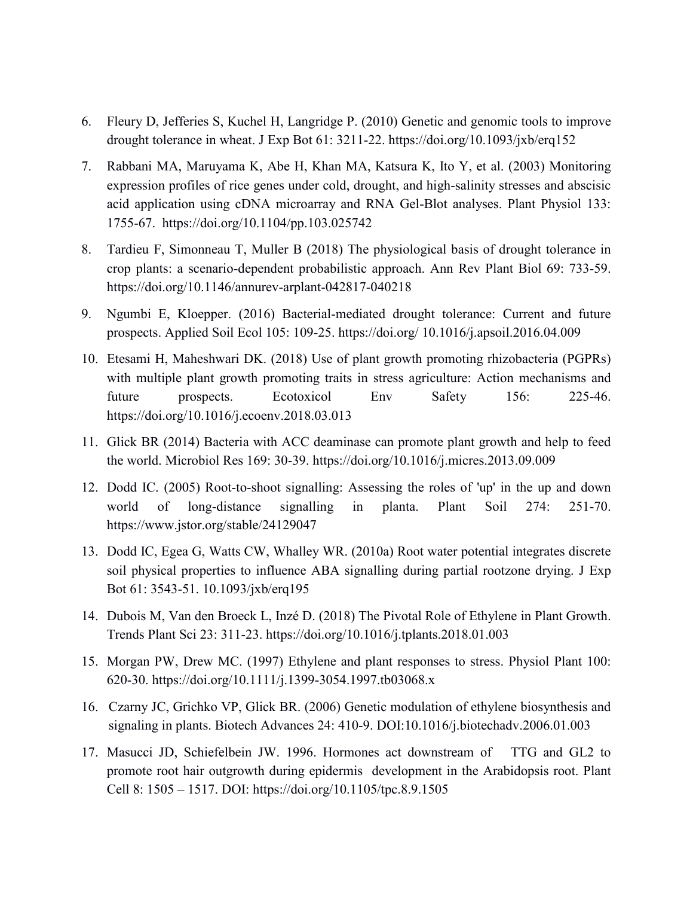6. Fleury D, Jefferies S, Kuchel H, Langridge P. (2010) Genetic and genomic tools to improve drought tolerance in wheat. J Exp Bot 61: 3211-22. https://doi.org/10.1093/jxb/erq152
7. Rabbani MA, Maruyama K, Abe H, Khan MA, Katsura K, Ito Y, et al. (2003) Monitoring expression profiles of rice genes under cold, drought, and high-salinity stresses and abscisic acid application using cDNA microarray and RNA Gel-Blot analyses. Plant Physiol 133: 1755-67. https://doi.org/10.1104/pp.103.025742
8. Tardieu F, Simonneau T, Muller B (2018) The physiological basis of drought tolerance in crop plants: a scenario-dependent probabilistic approach. Ann Rev Plant Biol 69: 733-59. https://doi.org/10.1146/annurev-arplant-042817-040218
9. Ngumbi E, Kloepper. (2016) Bacterial-mediated drought tolerance: Current and future prospects. Applied Soil Ecol 105: 109-25. https://doi.org/ 10.1016/j.apsoil.2016.04.009
10. Etesami H, Maheshwari DK. (2018) Use of plant growth promoting rhizobacteria (PGPRs) with multiple plant growth promoting traits in stress agriculture: Action mechanisms and future prospects. Ecotoxicol Env Safety 156: 225-46. https://doi.org/10.1016/j.ecoenv.2018.03.013
11. Glick BR (2014) Bacteria with ACC deaminase can promote plant growth and help to feed the world. Microbiol Res 169: 30-39. https://doi.org/10.1016/j.micres.2013.09.009
12. Dodd IC. (2005) Root-to-shoot signalling: Assessing the roles of 'up' in the up and down world of long-distance signalling in planta. Plant Soil 274: 251-70. https://www.jstor.org/stable/24129047
13. Dodd IC, Egea G, Watts CW, Whalley WR. (2010a) Root water potential integrates discrete soil physical properties to influence ABA signalling during partial rootzone drying. J Exp Bot 61: 3543-51. 10.1093/jxb/erq195
14. Dubois M, Van den Broeck L, Inzé D. (2018) The Pivotal Role of Ethylene in Plant Growth. Trends Plant Sci 23: 311-23. https://doi.org/10.1016/j.tplants.2018.01.003
15. Morgan PW, Drew MC. (1997) Ethylene and plant responses to stress. Physiol Plant 100: 620-30. https://doi.org/10.1111/j.1399-3054.1997.tb03068.x
16. Czarny JC, Grichko VP, Glick BR. (2006) Genetic modulation of ethylene biosynthesis and signaling in plants. Biotech Advances 24: 410-9. DOI:10.1016/j.biotechadv.2006.01.003
17. Masucci JD, Schiefelbein JW. 1996. Hormones act downstream of TTG and GL2 to promote root hair outgrowth during epidermis development in the Arabidopsis root. Plant Cell 8: 1505 – 1517. DOI: https://doi.org/10.1105/tpc.8.9.1505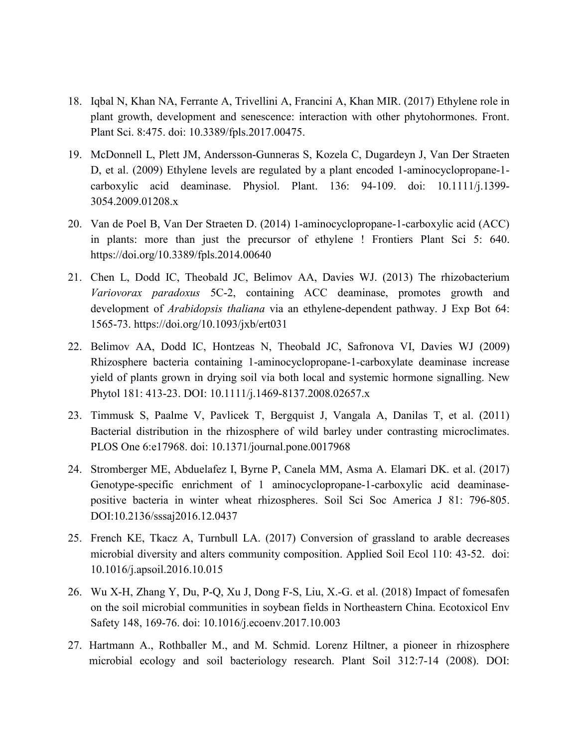18. Iqbal N, Khan NA, Ferrante A, Trivellini A, Francini A, Khan MIR. (2017) Ethylene role in plant growth, development and senescence: interaction with other phytohormones. Front. Plant Sci. 8:475. doi: 10.3389/fpls.2017.00475.

19. McDonnell L, Plett JM, Andersson-Gunneras S, Kozela C, Dugardeyn J, Van Der Straeten D, et al. (2009) Ethylene levels are regulated by a plant encoded 1-aminocyclopropane-1-carboxylic acid deaminase. Physiol. Plant. 136: 94-109. doi: 10.1111/j.1399-3054.2009.01208.x

20. Van de Poel B, Van Der Straeten D. (2014) 1-aminocyclopropane-1-carboxylic acid (ACC) in plants: more than just the precursor of ethylene ! Frontiers Plant Sci 5: 640. https://doi.org/10.3389/fpls.2014.00640

21. Chen L, Dodd IC, Theobald JC, Belimov AA, Davies WJ. (2013) The rhizobacterium *Variovorax paradoxus* 5C-2, containing ACC deaminase, promotes growth and development of *Arabidopsis thaliana* via an ethylene-dependent pathway. J Exp Bot 64: 1565-73. https://doi.org/10.1093/jxb/ert031

22. Belimov AA, Dodd IC, Hontzeas N, Theobald JC, Safronova VI, Davies WJ (2009) Rhizosphere bacteria containing 1-aminocyclopropane-1-carboxylate deaminase increase yield of plants grown in drying soil via both local and systemic hormone signalling. New Phytol 181: 413-23. DOI: 10.1111/j.1469-8137.2008.02657.x

23. Timmusk S, Paalme V, Pavlicek T, Bergquist J, Vangala A, Danilas T, et al. (2011) Bacterial distribution in the rhizosphere of wild barley under contrasting microclimates. PLOS One 6:e17968. doi: 10.1371/journal.pone.0017968

24. Stromberger ME, Abduelafez I, Byrne P, Canela MM, Asma A. Elamari DK. et al. (2017) Genotype-specific enrichment of 1 aminocyclopropane-1-carboxylic acid deaminase-positive bacteria in winter wheat rhizospheres. Soil Sci Soc America J 81: 796-805. DOI:10.2136/sssaj2016.12.0437

25. French KE, Tkacz A, Turnbull LA. (2017) Conversion of grassland to arable decreases microbial diversity and alters community composition. Applied Soil Ecol 110: 43-52. doi: 10.1016/j.apsoil.2016.10.015

26. Wu X-H, Zhang Y, Du, P-Q, Xu J, Dong F-S, Liu, X.-G. et al. (2018) Impact of fomesafen on the soil microbial communities in soybean fields in Northeastern China. Ecotoxicol Env Safety 148, 169-76. doi: 10.1016/j.ecoenv.2017.10.003

27. Hartmann A., Rothballer M., and M. Schmid. Lorenz Hiltner, a pioneer in rhizosphere microbial ecology and soil bacteriology research. Plant Soil 312:7-14 (2008). DOI: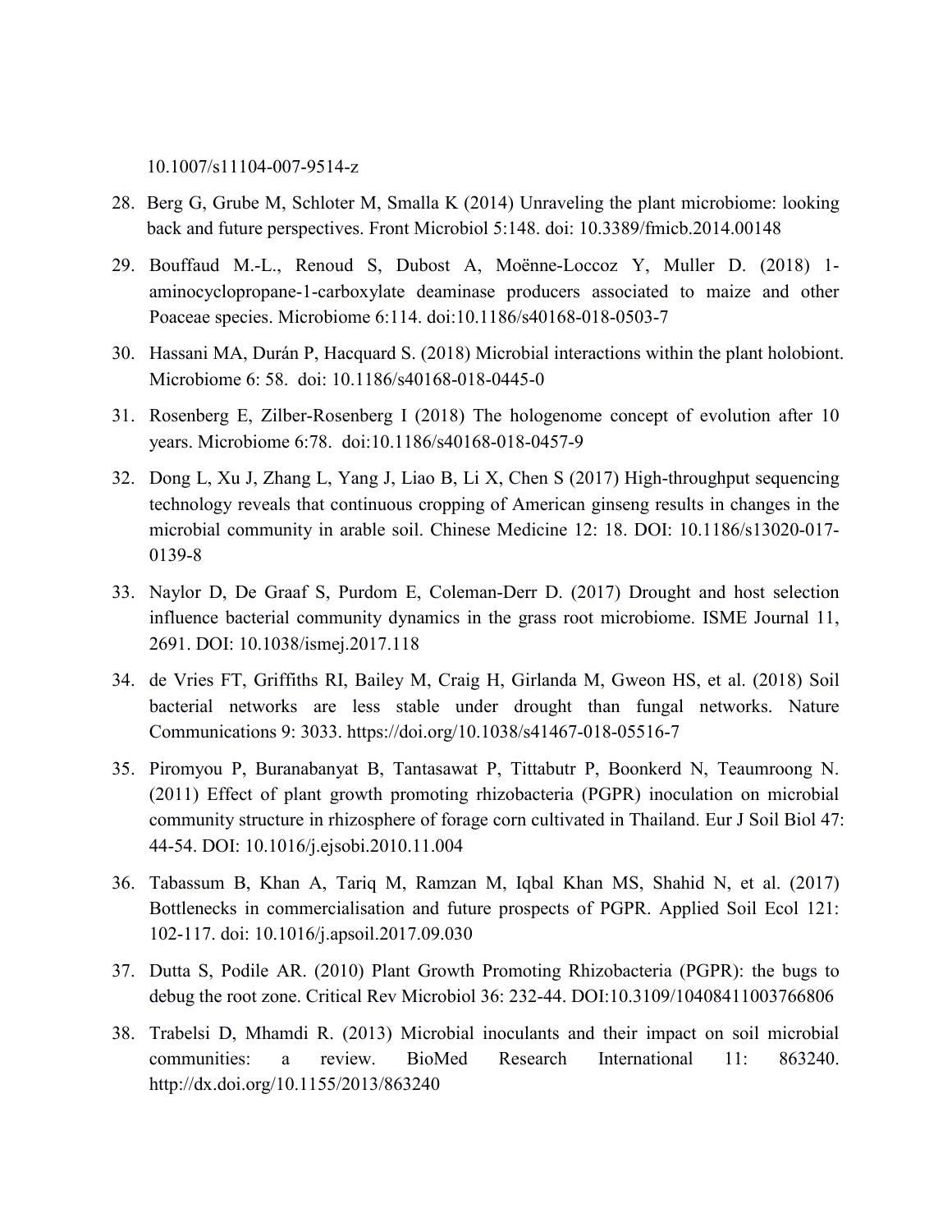10.1007/s11104-007-9514-z

28. Berg G, Grube M, Schloter M, Smalla K (2014) Unraveling the plant microbiome: looking back and future perspectives. Front Microbiol 5:148. doi: 10.3389/fmicb.2014.00148

29. Bouffaud M.-L., Renoud S, Dubost A, Moënne-Loccoz Y, Muller D. (2018) 1-aminocyclopropane-1-carboxylate deaminase producers associated to maize and other Poaceae species. Microbiome 6:114. doi:10.1186/s40168-018-0503-7

30. Hassani MA, Durán P, Hacquard S. (2018) Microbial interactions within the plant holobiont. Microbiome 6: 58. doi: 10.1186/s40168-018-0445-0

31. Rosenberg E, Zilber-Rosenberg I (2018) The hologenome concept of evolution after 10 years. Microbiome 6:78. doi:10.1186/s40168-018-0457-9

32. Dong L, Xu J, Zhang L, Yang J, Liao B, Li X, Chen S (2017) High-throughput sequencing technology reveals that continuous cropping of American ginseng results in changes in the microbial community in arable soil. Chinese Medicine 12: 18. DOI: 10.1186/s13020-017-0139-8

33. Naylor D, De Graaf S, Purdom E, Coleman-Derr D. (2017) Drought and host selection influence bacterial community dynamics in the grass root microbiome. ISME Journal 11, 2691. DOI: 10.1038/ismej.2017.118

34. de Vries FT, Griffiths RI, Bailey M, Craig H, Girlanda M, Gweon HS, et al. (2018) Soil bacterial networks are less stable under drought than fungal networks. Nature Communications 9: 3033. https://doi.org/10.1038/s41467-018-05516-7

35. Piromyou P, Buranabanyat B, Tantasawat P, Tittabutr P, Boonkerd N, Teaumroong N. (2011) Effect of plant growth promoting rhizobacteria (PGPR) inoculation on microbial community structure in rhizosphere of forage corn cultivated in Thailand. Eur J Soil Biol 47: 44-54. DOI: 10.1016/j.ejsobi.2010.11.004

36. Tabassum B, Khan A, Tariq M, Ramzan M, Iqbal Khan MS, Shahid N, et al. (2017) Bottlenecks in commercialisation and future prospects of PGPR. Applied Soil Ecol 121: 102-117. doi: 10.1016/j.apsoil.2017.09.030

37. Dutta S, Podile AR. (2010) Plant Growth Promoting Rhizobacteria (PGPR): the bugs to debug the root zone. Critical Rev Microbiol 36: 232-44. DOI:10.3109/10408411003766806

38. Trabelsi D, Mhamdi R. (2013) Microbial inoculants and their impact on soil microbial communities: a review. BioMed Research International 11: 863240. http://dx.doi.org/10.1155/2013/863240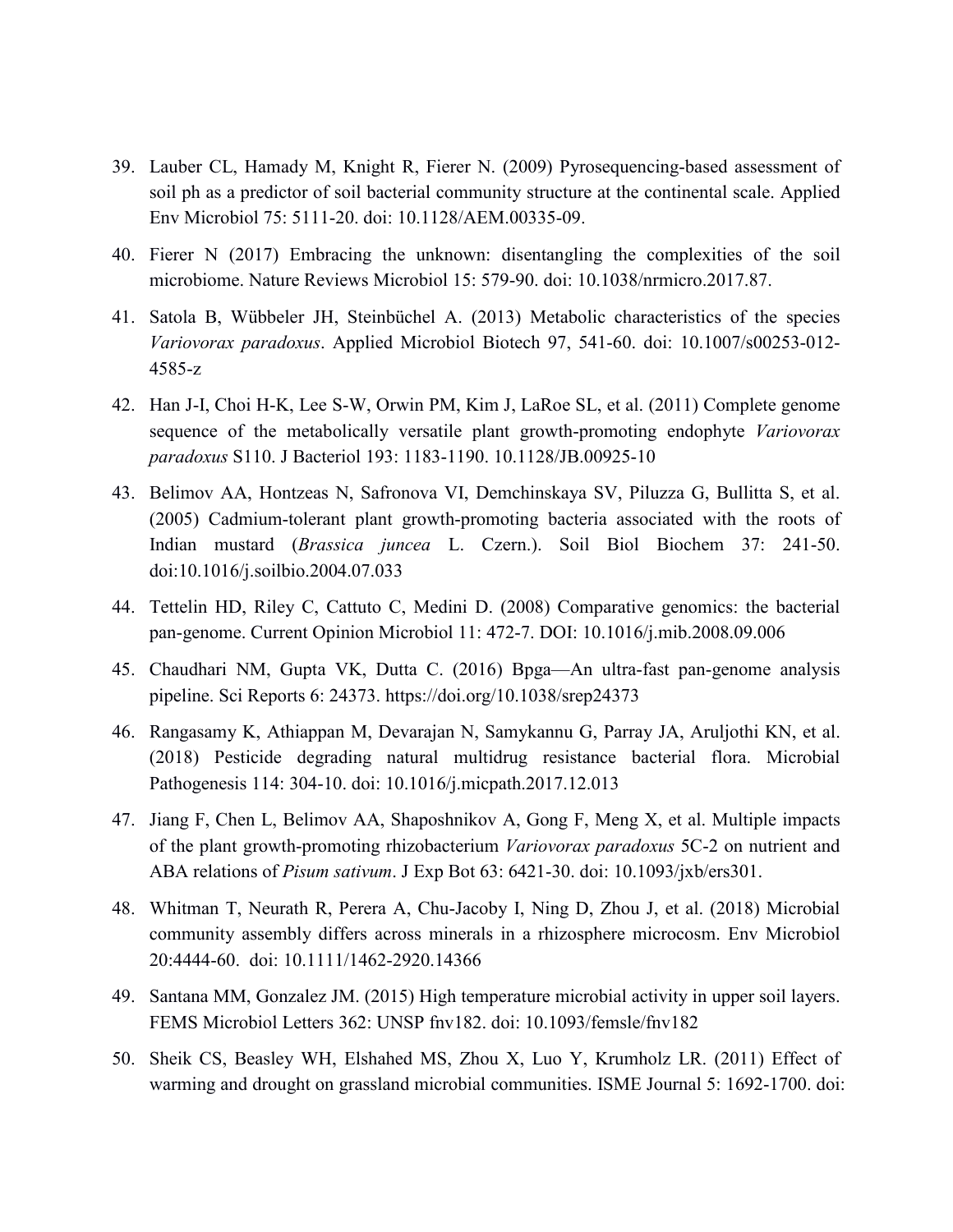39. Lauber CL, Hamady M, Knight R, Fierer N. (2009) Pyrosequencing-based assessment of soil ph as a predictor of soil bacterial community structure at the continental scale. Applied Env Microbiol 75: 5111-20. doi: 10.1128/AEM.00335-09.

40. Fierer N (2017) Embracing the unknown: disentangling the complexities of the soil microbiome. Nature Reviews Microbiol 15: 579-90. doi: 10.1038/nrmicro.2017.87.

41. Satola B, Wübbeler JH, Steinbüchel A. (2013) Metabolic characteristics of the species *Variovorax paradoxus*. Applied Microbiol Biotech 97, 541-60. doi: 10.1007/s00253-012-4585-z

42. Han J-I, Choi H-K, Lee S-W, Orwin PM, Kim J, LaRoe SL, et al. (2011) Complete genome sequence of the metabolically versatile plant growth-promoting endophyte *Variovorax paradoxus* S110. J Bacteriol 193: 1183-1190. 10.1128/JB.00925-10

43. Belimov AA, Hontzeas N, Safronova VI, Demchinskaya SV, Piluzza G, Bullitta S, et al. (2005) Cadmium-tolerant plant growth-promoting bacteria associated with the roots of Indian mustard (*Brassica juncea* L. Czern.). Soil Biol Biochem 37: 241-50. doi:10.1016/j.soilbio.2004.07.033

44. Tettelin HD, Riley C, Cattuto C, Medini D. (2008) Comparative genomics: the bacterial pan-genome. Current Opinion Microbiol 11: 472-7. DOI: 10.1016/j.mib.2008.09.006

45. Chaudhari NM, Gupta VK, Dutta C. (2016) Bpga—An ultra-fast pan-genome analysis pipeline. Sci Reports 6: 24373. https://doi.org/10.1038/srep24373

46. Rangasamy K, Athiappan M, Devarajan N, Samykannu G, Parray JA, Aruljothi KN, et al. (2018) Pesticide degrading natural multidrug resistance bacterial flora. Microbial Pathogenesis 114: 304-10. doi: 10.1016/j.micpath.2017.12.013

47. Jiang F, Chen L, Belimov AA, Shaposhnikov A, Gong F, Meng X, et al. Multiple impacts of the plant growth-promoting rhizobacterium *Variovorax paradoxus* 5C-2 on nutrient and ABA relations of *Pisum sativum*. J Exp Bot 63: 6421-30. doi: 10.1093/jxb/ers301.

48. Whitman T, Neurath R, Perera A, Chu-Jacoby I, Ning D, Zhou J, et al. (2018) Microbial community assembly differs across minerals in a rhizosphere microcosm. Env Microbiol 20:4444-60. doi: 10.1111/1462-2920.14366

49. Santana MM, Gonzalez JM. (2015) High temperature microbial activity in upper soil layers. FEMS Microbiol Letters 362: UNSP fnv182. doi: 10.1093/femsle/fnv182

50. Sheik CS, Beasley WH, Elshahed MS, Zhou X, Luo Y, Krumholz LR. (2011) Effect of warming and drought on grassland microbial communities. ISME Journal 5: 1692-1700. doi: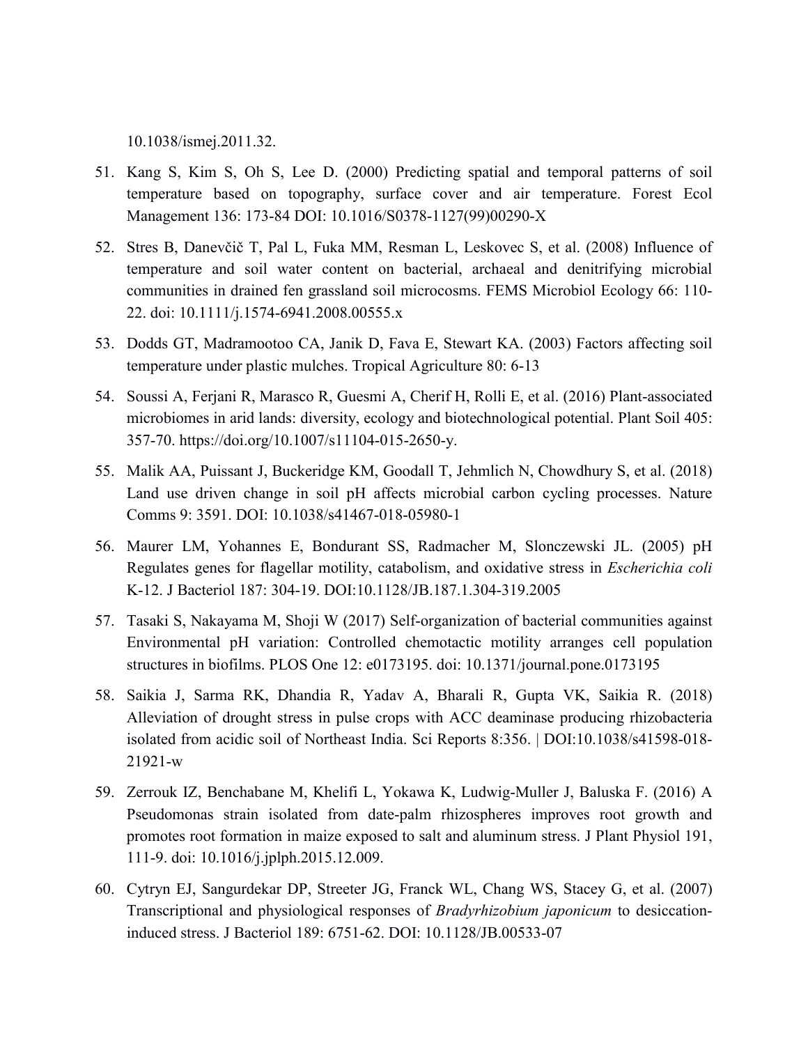10.1038/ismej.2011.32.

51. Kang S, Kim S, Oh S, Lee D. (2000) Predicting spatial and temporal patterns of soil temperature based on topography, surface cover and air temperature. Forest Ecol Management 136: 173-84 DOI: 10.1016/S0378-1127(99)00290-X

52. Stres B, Danevčič T, Pal L, Fuka MM, Resman L, Leskovec S, et al. (2008) Influence of temperature and soil water content on bacterial, archaeal and denitrifying microbial communities in drained fen grassland soil microcosms. FEMS Microbiol Ecology 66: 110-22. doi: 10.1111/j.1574-6941.2008.00555.x

53. Dodds GT, Madramootoo CA, Janik D, Fava E, Stewart KA. (2003) Factors affecting soil temperature under plastic mulches. Tropical Agriculture 80: 6-13

54. Soussi A, Ferjani R, Marasco R, Guesmi A, Cherif H, Rolli E, et al. (2016) Plant-associated microbiomes in arid lands: diversity, ecology and biotechnological potential. Plant Soil 405: 357-70. https://doi.org/10.1007/s11104-015-2650-y.

55. Malik AA, Puissant J, Buckeridge KM, Goodall T, Jehmlich N, Chowdhury S, et al. (2018) Land use driven change in soil pH affects microbial carbon cycling processes. Nature Comms 9: 3591. DOI: 10.1038/s41467-018-05980-1

56. Maurer LM, Yohannes E, Bondurant SS, Radmacher M, Slonczewski JL. (2005) pH Regulates genes for flagellar motility, catabolism, and oxidative stress in *Escherichia coli* K-12. J Bacteriol 187: 304-19. DOI:10.1128/JB.187.1.304-319.2005

57. Tasaki S, Nakayama M, Shoji W (2017) Self-organization of bacterial communities against Environmental pH variation: Controlled chemotactic motility arranges cell population structures in biofilms. PLOS One 12: e0173195. doi: 10.1371/journal.pone.0173195

58. Saikia J, Sarma RK, Dhandia R, Yadav A, Bharali R, Gupta VK, Saikia R. (2018) Alleviation of drought stress in pulse crops with ACC deaminase producing rhizobacteria isolated from acidic soil of Northeast India. Sci Reports 8:356. | DOI:10.1038/s41598-018-21921-w

59. Zerrouk IZ, Benchabane M, Khelifi L, Yokawa K, Ludwig-Muller J, Baluska F. (2016) A Pseudomonas strain isolated from date-palm rhizospheres improves root growth and promotes root formation in maize exposed to salt and aluminum stress. J Plant Physiol 191, 111-9. doi: 10.1016/j.jplph.2015.12.009.

60. Cytryn EJ, Sangurdekar DP, Streeter JG, Franck WL, Chang WS, Stacey G, et al. (2007) Transcriptional and physiological responses of *Bradyrhizobium japonicum* to desiccation-induced stress. J Bacteriol 189: 6751-62. DOI: 10.1128/JB.00533-07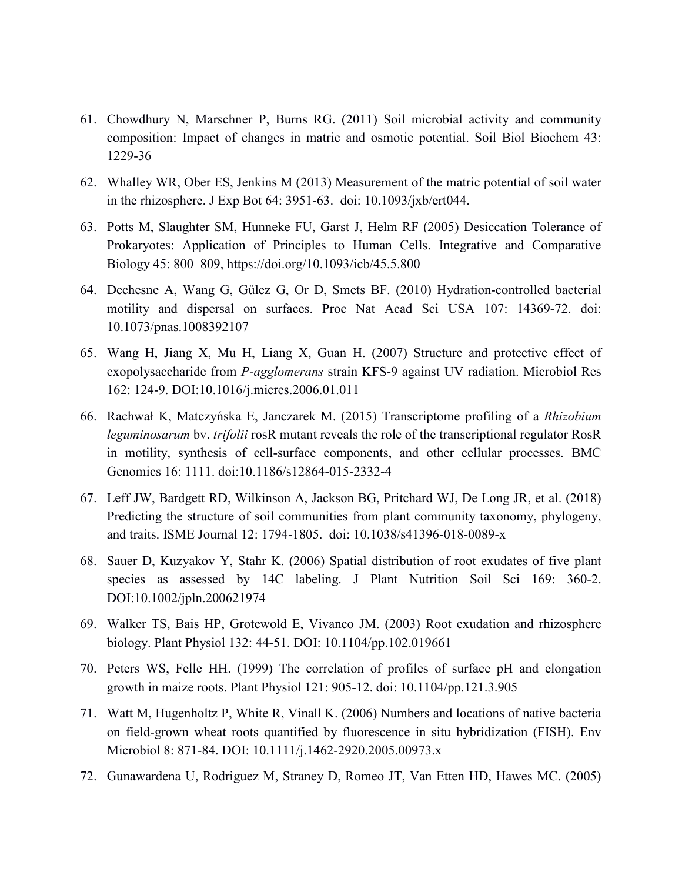61. Chowdhury N, Marschner P, Burns RG. (2011) Soil microbial activity and community composition: Impact of changes in matric and osmotic potential. Soil Biol Biochem 43: 1229-36

62. Whalley WR, Ober ES, Jenkins M (2013) Measurement of the matric potential of soil water in the rhizosphere. J Exp Bot 64: 3951-63. doi: 10.1093/jxb/ert044.

63. Potts M, Slaughter SM, Hunneke FU, Garst J, Helm RF (2005) Desiccation Tolerance of Prokaryotes: Application of Principles to Human Cells. Integrative and Comparative Biology 45: 800–809, https://doi.org/10.1093/icb/45.5.800

64. Dechesne A, Wang G, Gülez G, Or D, Smets BF. (2010) Hydration-controlled bacterial motility and dispersal on surfaces. Proc Nat Acad Sci USA 107: 14369-72. doi: 10.1073/pnas.1008392107

65. Wang H, Jiang X, Mu H, Liang X, Guan H. (2007) Structure and protective effect of exopolysaccharide from *P-agglomerans* strain KFS-9 against UV radiation. Microbiol Res 162: 124-9. DOI:10.1016/j.micres.2006.01.011

66. Rachwał K, Matczyńska E, Janczarek M. (2015) Transcriptome profiling of a *Rhizobium leguminosarum* bv. *trifolii* rosR mutant reveals the role of the transcriptional regulator RosR in motility, synthesis of cell-surface components, and other cellular processes. BMC Genomics 16: 1111. doi:10.1186/s12864-015-2332-4

67. Leff JW, Bardgett RD, Wilkinson A, Jackson BG, Pritchard WJ, De Long JR, et al. (2018) Predicting the structure of soil communities from plant community taxonomy, phylogeny, and traits. ISME Journal 12: 1794-1805. doi: 10.1038/s41396-018-0089-x

68. Sauer D, Kuzyakov Y, Stahr K. (2006) Spatial distribution of root exudates of five plant species as assessed by 14C labeling. J Plant Nutrition Soil Sci 169: 360-2. DOI:10.1002/jpln.200621974

69. Walker TS, Bais HP, Grotewold E, Vivanco JM. (2003) Root exudation and rhizosphere biology. Plant Physiol 132: 44-51. DOI: 10.1104/pp.102.019661

70. Peters WS, Felle HH. (1999) The correlation of profiles of surface pH and elongation growth in maize roots. Plant Physiol 121: 905-12. doi: 10.1104/pp.121.3.905

71. Watt M, Hugenholtz P, White R, Vinall K. (2006) Numbers and locations of native bacteria on field-grown wheat roots quantified by fluorescence in situ hybridization (FISH). Env Microbiol 8: 871-84. DOI: 10.1111/j.1462-2920.2005.00973.x

72. Gunawardena U, Rodriguez M, Straney D, Romeo JT, Van Etten HD, Hawes MC. (2005)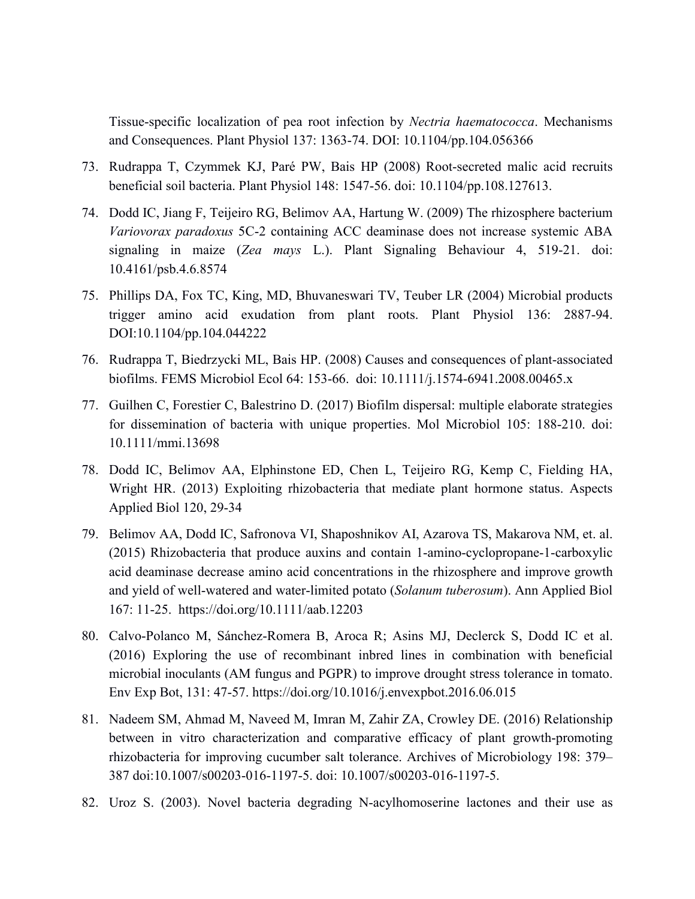Tissue-specific localization of pea root infection by *Nectria haematococca*. Mechanisms and Consequences. Plant Physiol 137: 1363-74. DOI: 10.1104/pp.104.056366

73. Rudrappa T, Czymmek KJ, Paré PW, Bais HP (2008) Root-secreted malic acid recruits beneficial soil bacteria. Plant Physiol 148: 1547-56. doi: 10.1104/pp.108.127613.

74. Dodd IC, Jiang F, Teijeiro RG, Belimov AA, Hartung W. (2009) The rhizosphere bacterium *Variovorax paradoxus* 5C-2 containing ACC deaminase does not increase systemic ABA signaling in maize (*Zea mays* L.). Plant Signaling Behaviour 4, 519-21. doi: 10.4161/psb.4.6.8574

75. Phillips DA, Fox TC, King, MD, Bhuvaneswari TV, Teuber LR (2004) Microbial products trigger amino acid exudation from plant roots. Plant Physiol 136: 2887-94. DOI:10.1104/pp.104.044222

76. Rudrappa T, Biedrzycki ML, Bais HP. (2008) Causes and consequences of plant-associated biofilms. FEMS Microbiol Ecol 64: 153-66. doi: 10.1111/j.1574-6941.2008.00465.x

77. Guilhen C, Forestier C, Balestrino D. (2017) Biofilm dispersal: multiple elaborate strategies for dissemination of bacteria with unique properties. Mol Microbiol 105: 188-210. doi: 10.1111/mmi.13698

78. Dodd IC, Belimov AA, Elphinstone ED, Chen L, Teijeiro RG, Kemp C, Fielding HA, Wright HR. (2013) Exploiting rhizobacteria that mediate plant hormone status. Aspects Applied Biol 120, 29-34

79. Belimov AA, Dodd IC, Safronova VI, Shaposhnikov AI, Azarova TS, Makarova NM, et. al. (2015) Rhizobacteria that produce auxins and contain 1-amino-cyclopropane-1-carboxylic acid deaminase decrease amino acid concentrations in the rhizosphere and improve growth and yield of well-watered and water-limited potato (*Solanum tuberosum*). Ann Applied Biol 167: 11-25. https://doi.org/10.1111/aab.12203

80. Calvo-Polanco M, Sánchez-Romera B, Aroca R; Asins MJ, Declerck S, Dodd IC et al. (2016) Exploring the use of recombinant inbred lines in combination with beneficial microbial inoculants (AM fungus and PGPR) to improve drought stress tolerance in tomato. Env Exp Bot, 131: 47-57. https://doi.org/10.1016/j.envexpbot.2016.06.015

81. Nadeem SM, Ahmad M, Naveed M, Imran M, Zahir ZA, Crowley DE. (2016) Relationship between in vitro characterization and comparative efficacy of plant growth-promoting rhizobacteria for improving cucumber salt tolerance. Archives of Microbiology 198: 379–387 doi:10.1007/s00203-016-1197-5. doi: 10.1007/s00203-016-1197-5.

82. Uroz S. (2003). Novel bacteria degrading N-acylhomoserine lactones and their use as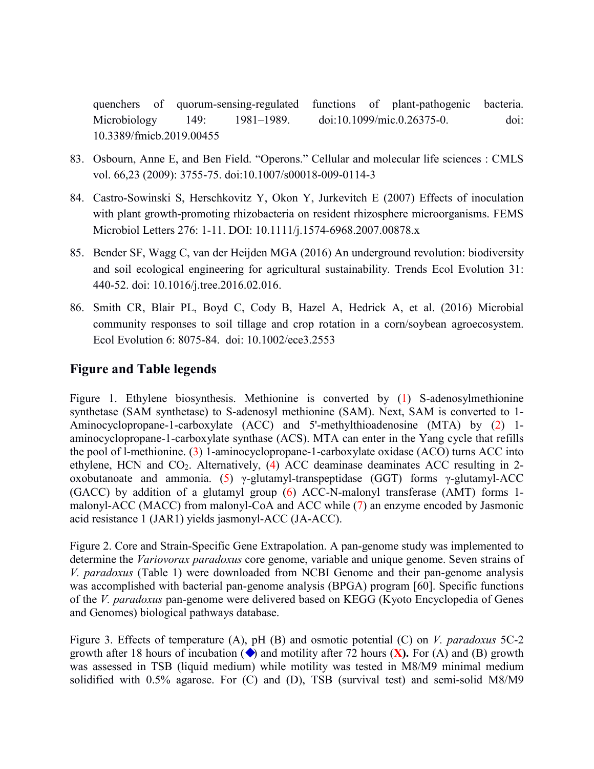quenchers of quorum-sensing-regulated functions of plant-pathogenic bacteria. Microbiology 149: 1981–1989. doi:10.1099/mic.0.26375-0. doi: 10.3389/fmicb.2019.00455

83. Osbourn, Anne E, and Ben Field. "Operons." Cellular and molecular life sciences : CMLS vol. 66,23 (2009): 3755-75. doi:10.1007/s00018-009-0114-3
84. Castro-Sowinski S, Herschkovitz Y, Okon Y, Jurkevitch E (2007) Effects of inoculation with plant growth-promoting rhizobacteria on resident rhizosphere microorganisms. FEMS Microbiol Letters 276: 1-11. DOI: 10.1111/j.1574-6968.2007.00878.x
85. Bender SF, Wagg C, van der Heijden MGA (2016) An underground revolution: biodiversity and soil ecological engineering for agricultural sustainability. Trends Ecol Evolution 31: 440-52. doi: 10.1016/j.tree.2016.02.016.
86. Smith CR, Blair PL, Boyd C, Cody B, Hazel A, Hedrick A, et al. (2016) Microbial community responses to soil tillage and crop rotation in a corn/soybean agroecosystem. Ecol Evolution 6: 8075-84. doi: 10.1002/ece3.2553

## Figure and Table legends

Figure 1. Ethylene biosynthesis. Methionine is converted by (1) S-adenosylmethionine synthetase (SAM synthetase) to S-adenosyl methionine (SAM). Next, SAM is converted to 1-Aminocyclopropane-1-carboxylate (ACC) and 5'-methylthioadenosine (MTA) by (2) 1-aminocyclopropane-1-carboxylate synthase (ACS). MTA can enter in the Yang cycle that refills the pool of l-methionine. (3) 1-aminocyclopropane-1-carboxylate oxidase (ACO) turns ACC into ethylene, HCN and $CO_2$. Alternatively, (4) ACC deaminase deaminates ACC resulting in 2-oxobutanoate and ammonia. (5) γ-glutamyl-transpeptidase (GGT) forms γ-glutamyl-ACC (GACC) by addition of a glutamyl group (6) ACC-N-malonyl transferase (AMT) forms 1-malonyl-ACC (MACC) from malonyl-CoA and ACC while (7) an enzyme encoded by Jasmonic acid resistance 1 (JAR1) yields jasmonyl-ACC (JA-ACC).

Figure 2. Core and Strain-Specific Gene Extrapolation. A pan-genome study was implemented to determine the *Variovorax paradoxus* core genome, variable and unique genome. Seven strains of *V. paradoxus* (Table 1) were downloaded from NCBI Genome and their pan-genome analysis was accomplished with bacterial pan-genome analysis (BPGA) program [60]. Specific functions of the *V. paradoxus* pan-genome were delivered based on KEGG (Kyoto Encyclopedia of Genes and Genomes) biological pathways database.

Figure 3. Effects of temperature (A), pH (B) and osmotic potential (C) on *V. paradoxus* 5C-2 growth after 18 hours of incubation (◆) and motility after 72 hours (**X**). For (A) and (B) growth was assessed in TSB (liquid medium) while motility was tested in M8/M9 minimal medium solidified with 0.5% agarose. For (C) and (D), TSB (survival test) and semi-solid M8/M9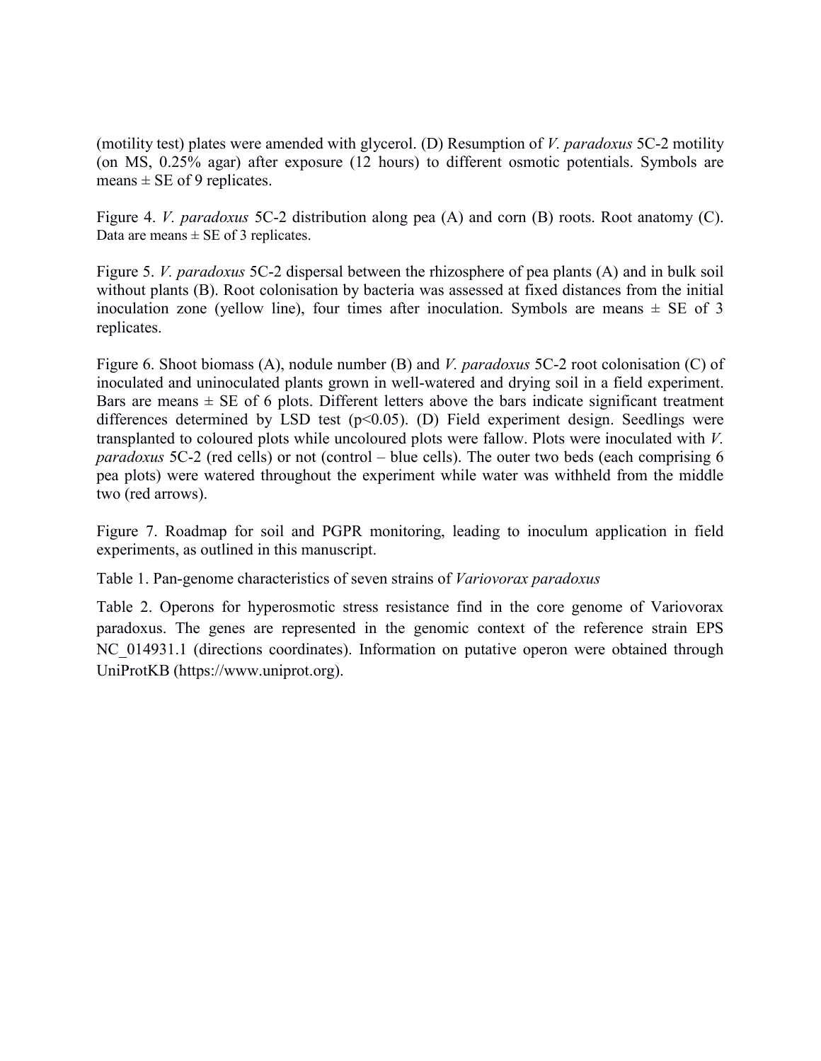(motility test) plates were amended with glycerol. (D) Resumption of *V. paradoxus* 5C-2 motility (on MS, 0.25% agar) after exposure (12 hours) to different osmotic potentials. Symbols are means ± SE of 9 replicates.

Figure 4. *V. paradoxus* 5C-2 distribution along pea (A) and corn (B) roots. Root anatomy (C). Data are means ± SE of 3 replicates.

Figure 5. *V. paradoxus* 5C-2 dispersal between the rhizosphere of pea plants (A) and in bulk soil without plants (B). Root colonisation by bacteria was assessed at fixed distances from the initial inoculation zone (yellow line), four times after inoculation. Symbols are means ± SE of 3 replicates.

Figure 6. Shoot biomass (A), nodule number (B) and *V. paradoxus* 5C-2 root colonisation (C) of inoculated and uninoculated plants grown in well-watered and drying soil in a field experiment. Bars are means ± SE of 6 plots. Different letters above the bars indicate significant treatment differences determined by LSD test ($p<0.05$). (D) Field experiment design. Seedlings were transplanted to coloured plots while uncoloured plots were fallow. Plots were inoculated with *V. paradoxus* 5C-2 (red cells) or not (control – blue cells). The outer two beds (each comprising 6 pea plots) were watered throughout the experiment while water was withheld from the middle two (red arrows).

Figure 7. Roadmap for soil and PGPR monitoring, leading to inoculum application in field experiments, as outlined in this manuscript.

Table 1. Pan-genome characteristics of seven strains of *Variovorax paradoxus*

Table 2. Operons for hyperosmotic stress resistance find in the core genome of Variovorax paradoxus. The genes are represented in the genomic context of the reference strain EPS NC_014931.1 (directions coordinates). Information on putative operon were obtained through UniProtKB (https://www.uniprot.org).